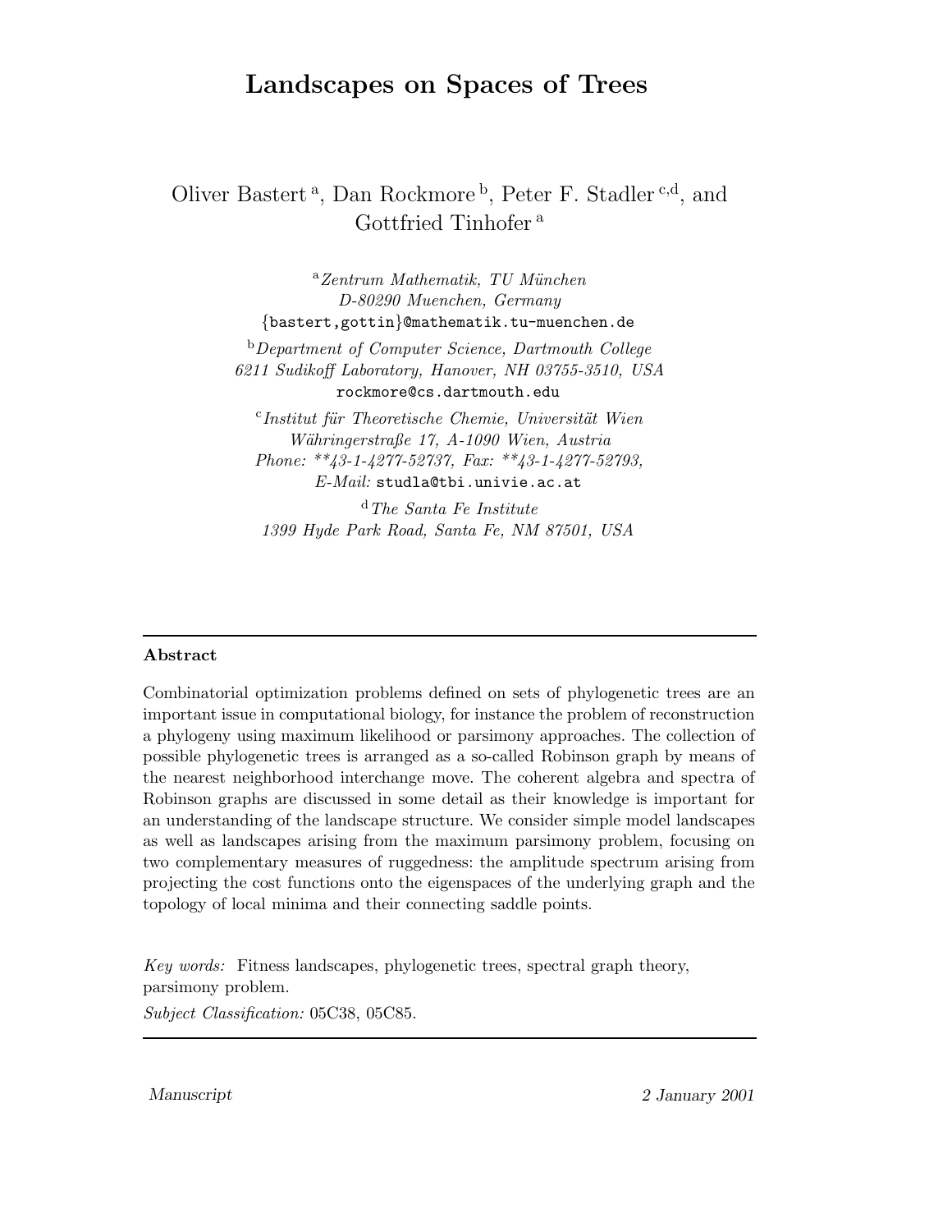# Landscapes on Spaces of Trees

Oliver Bastert [a], Dan Rockmore [b], Peter F. Stadler [c,d], and Gottfried Tinhofer [a]

[a] *Zentrum Mathematik, TU München*
*D-80290 Muenchen, Germany*
{bastert,gottin}@mathematik.tu-muenchen.de

[b] *Department of Computer Science, Dartmouth College*
*6211 Sudikoff Laboratory, Hanover, NH 03755-3510, USA*
rockmore@cs.dartmouth.edu

[c] *Institut für Theoretische Chemie, Universität Wien*
*Währingerstraße 17, A-1090 Wien, Austria*
*Phone: \*\*43-1-4277-52737, Fax: \*\*43-1-4277-52793,*
*E-Mail:* studla@tbi.univie.ac.at

[d] *The Santa Fe Institute*
*1399 Hyde Park Road, Santa Fe, NM 87501, USA*

---

**Abstract**

Combinatorial optimization problems defined on sets of phylogenetic trees are an important issue in computational biology, for instance the problem of reconstruction a phylogeny using maximum likelihood or parsimony approaches. The collection of possible phylogenetic trees is arranged as a so-called Robinson graph by means of the nearest neighborhood interchange move. The coherent algebra and spectra of Robinson graphs are discussed in some detail as their knowledge is important for an understanding of the landscape structure. We consider simple model landscapes as well as landscapes arising from the maximum parsimony problem, focusing on two complementary measures of ruggedness: the amplitude spectrum arising from projecting the cost functions onto the eigenspaces of the underlying graph and the topology of local minima and their connecting saddle points.

*Key words:* Fitness landscapes, phylogenetic trees, spectral graph theory, parsimony problem.

*Subject Classification:* 05C38, 05C85.

---

*Manuscript* *2 January 2001*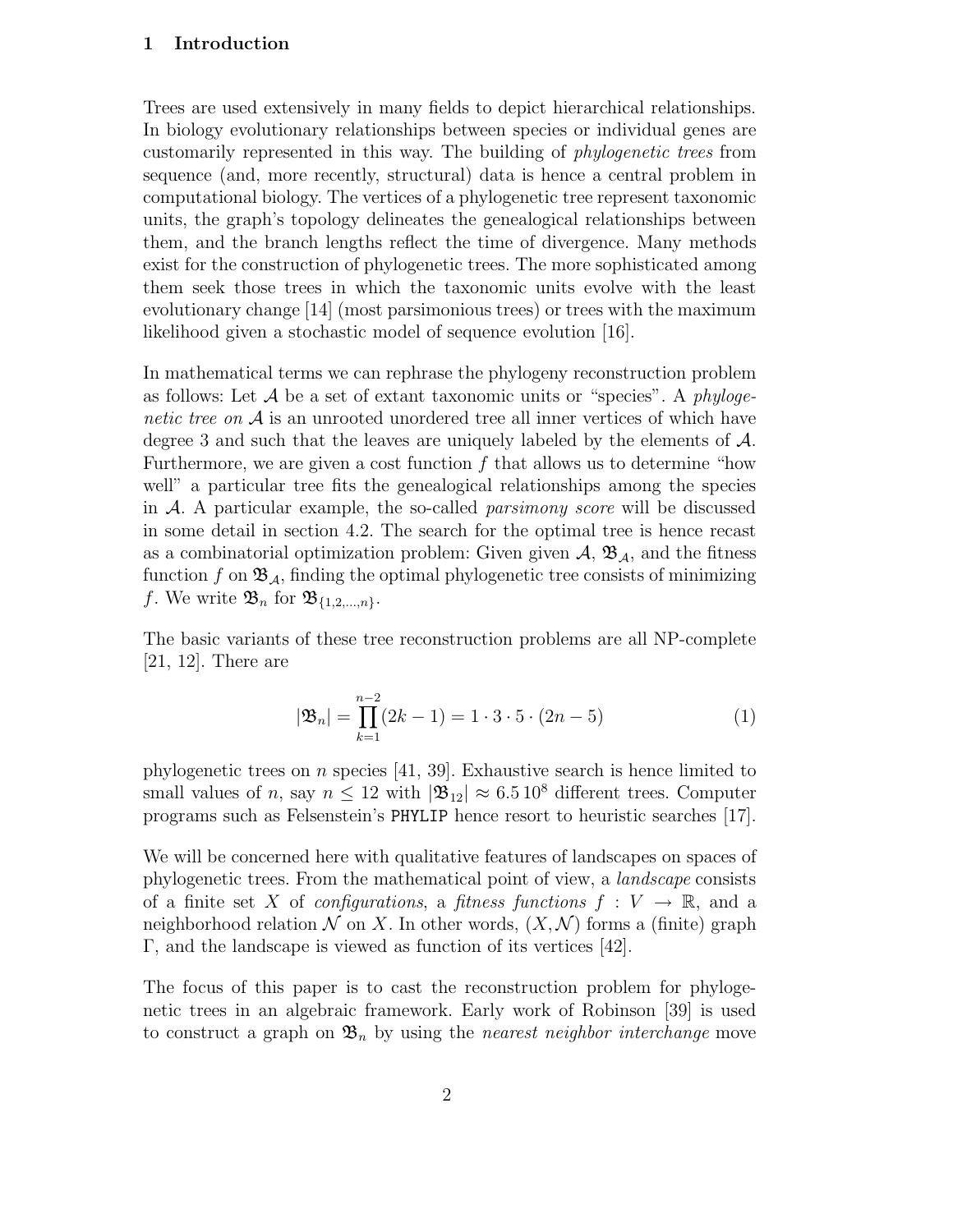## 1 Introduction

Trees are used extensively in many fields to depict hierarchical relationships. In biology evolutionary relationships between species or individual genes are customarily represented in this way. The building of *phylogenetic trees* from sequence (and, more recently, structural) data is hence a central problem in computational biology. The vertices of a phylogenetic tree represent taxonomic units, the graph's topology delineates the genealogical relationships between them, and the branch lengths reflect the time of divergence. Many methods exist for the construction of phylogenetic trees. The more sophisticated among them seek those trees in which the taxonomic units evolve with the least evolutionary change [14] (most parsimonious trees) or trees with the maximum likelihood given a stochastic model of sequence evolution [16].

In mathematical terms we can rephrase the phylogeny reconstruction problem as follows: Let $\mathcal{A}$ be a set of extant taxonomic units or "species". A *phylogenetic tree on* $\mathcal{A}$ is an unrooted unordered tree all inner vertices of which have degree 3 and such that the leaves are uniquely labeled by the elements of $\mathcal{A}$. Furthermore, we are given a cost function $f$ that allows us to determine "how well" a particular tree fits the genealogical relationships among the species in $\mathcal{A}$. A particular example, the so-called *parsimony score* will be discussed in some detail in section 4.2. The search for the optimal tree is hence recast as a combinatorial optimization problem: Given given $\mathcal{A}$, $\mathfrak{B}_{\mathcal{A}}$, and the fitness function $f$ on $\mathfrak{B}_{\mathcal{A}}$, finding the optimal phylogenetic tree consists of minimizing $f$. We write $\mathfrak{B}_n$ for $\mathfrak{B}_{\{1,2,\ldots,n\}}$.

The basic variants of these tree reconstruction problems are all NP-complete [21, 12]. There are

$$|\mathfrak{B}_n| = \prod_{k=1}^{n-2}(2k-1) = 1 \cdot 3 \cdot 5 \cdot (2n-5) \tag{1}$$

phylogenetic trees on $n$ species [41, 39]. Exhaustive search is hence limited to small values of $n$, say $n \leq 12$ with $|\mathfrak{B}_{12}| \approx 6.5\,10^8$ different trees. Computer programs such as Felsenstein's `PHYLIP` hence resort to heuristic searches [17].

We will be concerned here with qualitative features of landscapes on spaces of phylogenetic trees. From the mathematical point of view, a *landscape* consists of a finite set $X$ of *configurations*, a *fitness functions* $f : V \to \mathbb{R}$, and a neighborhood relation $\mathcal{N}$ on $X$. In other words, $(X, \mathcal{N})$ forms a (finite) graph $\Gamma$, and the landscape is viewed as function of its vertices [42].

The focus of this paper is to cast the reconstruction problem for phylogenetic trees in an algebraic framework. Early work of Robinson [39] is used to construct a graph on $\mathfrak{B}_n$ by using the *nearest neighbor interchange* move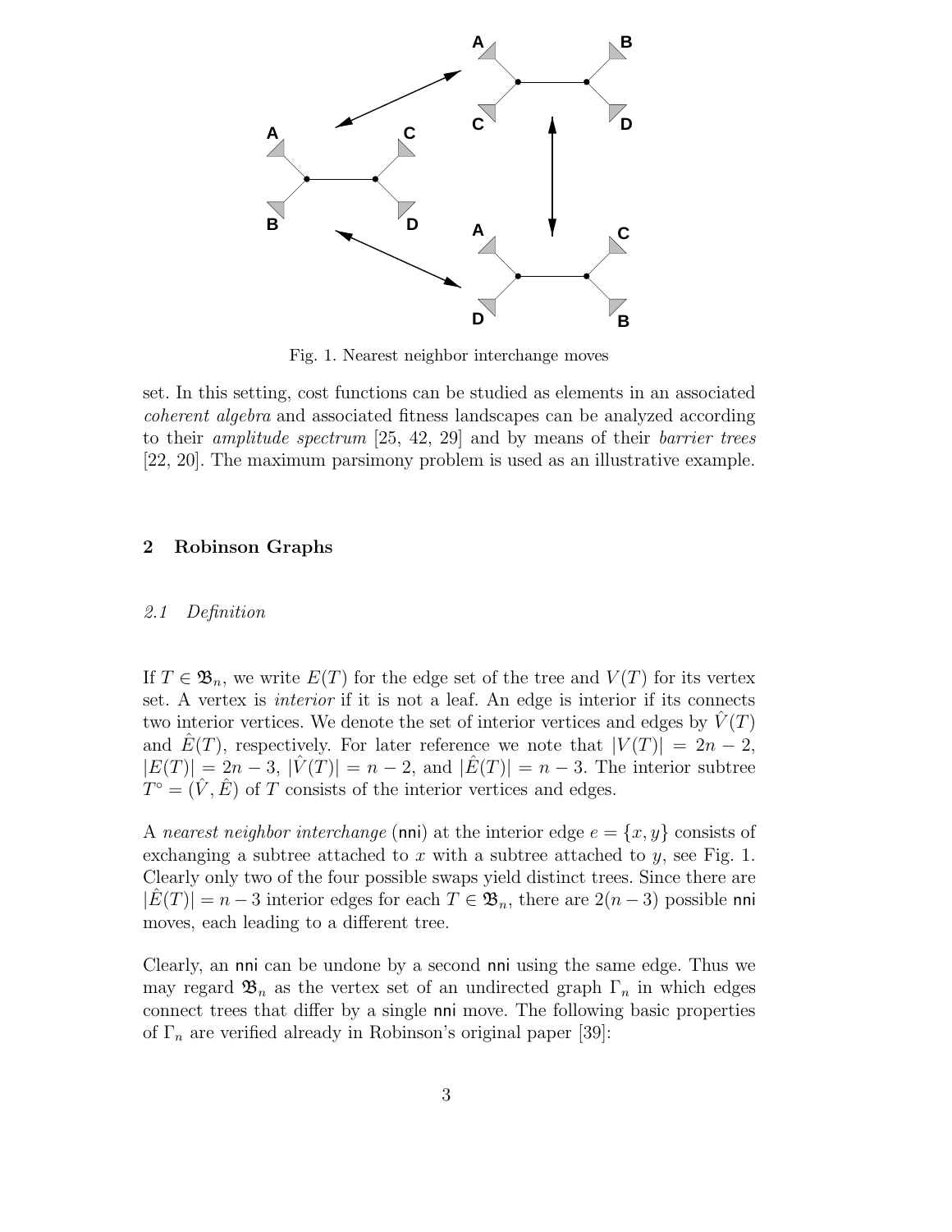Fig. 1. Nearest neighbor interchange moves

set. In this setting, cost functions can be studied as elements in an associated *coherent algebra* and associated fitness landscapes can be analyzed according to their *amplitude spectrum* [25, 42, 29] and by means of their *barrier trees* [22, 20]. The maximum parsimony problem is used as an illustrative example.

## 2 Robinson Graphs

### *2.1 Definition*

If $T \in \mathfrak{B}_n$, we write $E(T)$ for the edge set of the tree and $V(T)$ for its vertex set. A vertex is *interior* if it is not a leaf. An edge is interior if its connects two interior vertices. We denote the set of interior vertices and edges by $\hat{V}(T)$ and $\hat{E}(T)$, respectively. For later reference we note that $|V(T)| = 2n - 2$, $|E(T)| = 2n - 3$, $|\hat{V}(T)| = n - 2$, and $|\hat{E}(T)| = n - 3$. The interior subtree $T^\circ = (\hat{V}, \hat{E})$ of $T$ consists of the interior vertices and edges.

A *nearest neighbor interchange* (nni) at the interior edge $e = \{x, y\}$ consists of exchanging a subtree attached to $x$ with a subtree attached to $y$, see Fig. 1. Clearly only two of the four possible swaps yield distinct trees. Since there are $|\hat{E}(T)| = n - 3$ interior edges for each $T \in \mathfrak{B}_n$, there are $2(n - 3)$ possible nni moves, each leading to a different tree.

Clearly, an nni can be undone by a second nni using the same edge. Thus we may regard $\mathfrak{B}_n$ as the vertex set of an undirected graph $\Gamma_n$ in which edges connect trees that differ by a single nni move. The following basic properties of $\Gamma_n$ are verified already in Robinson's original paper [39]: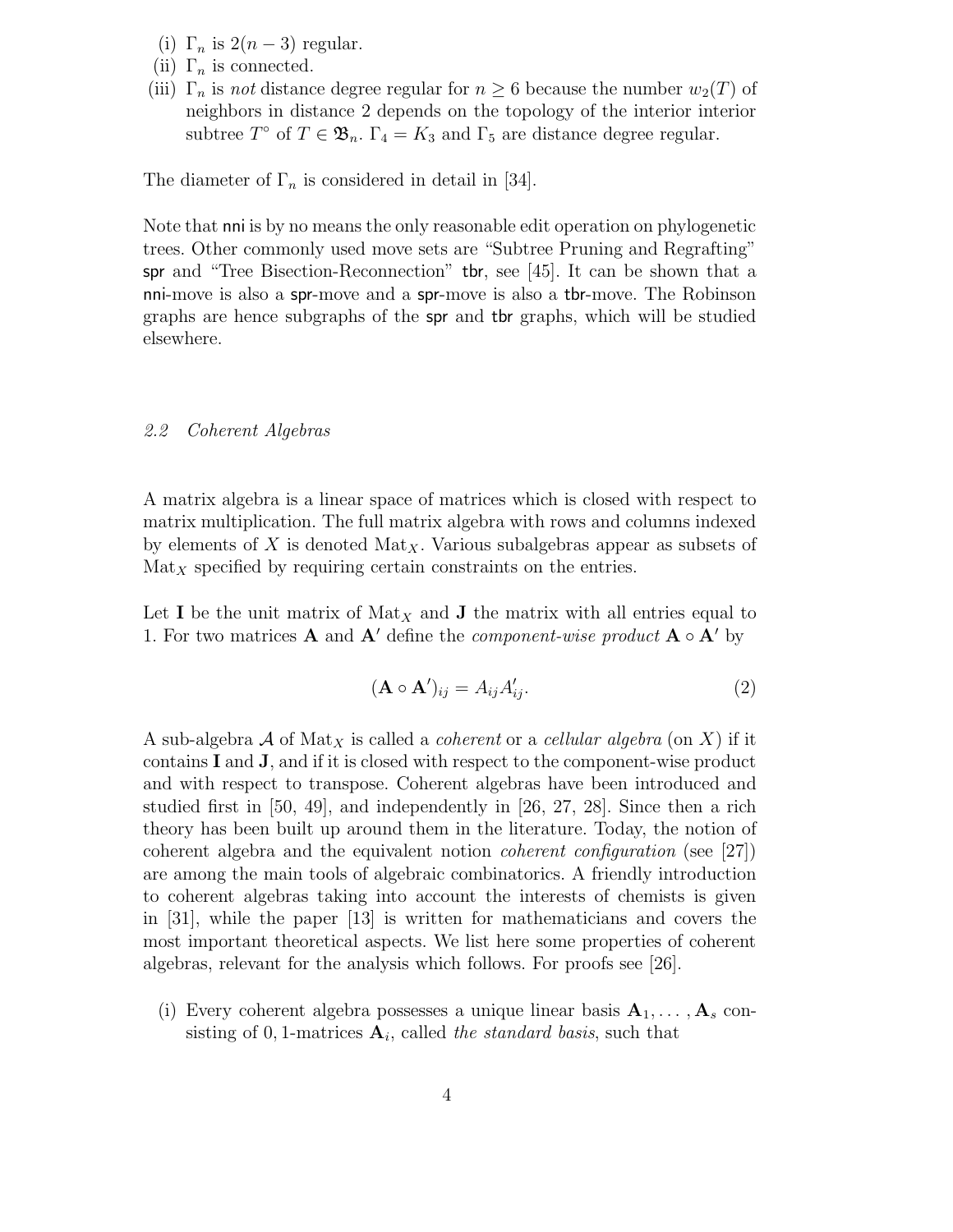(i) $\Gamma_n$ is $2(n-3)$ regular.
(ii) $\Gamma_n$ is connected.
(iii) $\Gamma_n$ is *not* distance degree regular for $n \geq 6$ because the number $w_2(T)$ of neighbors in distance 2 depends on the topology of the interior interior subtree $T^\circ$ of $T \in \mathfrak{B}_n$. $\Gamma_4 = K_3$ and $\Gamma_5$ are distance degree regular.

The diameter of $\Gamma_n$ is considered in detail in [34].

Note that nni is by no means the only reasonable edit operation on phylogenetic trees. Other commonly used move sets are "Subtree Pruning and Regrafting" spr and "Tree Bisection-Reconnection" tbr, see [45]. It can be shown that a nni-move is also a spr-move and a spr-move is also a tbr-move. The Robinson graphs are hence subgraphs of the spr and tbr graphs, which will be studied elsewhere.

### *2.2 Coherent Algebras*

A matrix algebra is a linear space of matrices which is closed with respect to matrix multiplication. The full matrix algebra with rows and columns indexed by elements of $X$ is denoted $\mathrm{Mat}_X$. Various subalgebras appear as subsets of $\mathrm{Mat}_X$ specified by requiring certain constraints on the entries.

Let $\mathbf{I}$ be the unit matrix of $\mathrm{Mat}_X$ and $\mathbf{J}$ the matrix with all entries equal to 1. For two matrices $\mathbf{A}$ and $\mathbf{A}'$ define the *component-wise product* $\mathbf{A} \circ \mathbf{A}'$ by

$$(\mathbf{A} \circ \mathbf{A}')_{ij} = A_{ij} A'_{ij}. \tag{2}$$

A sub-algebra $\mathcal{A}$ of $\mathrm{Mat}_X$ is called a *coherent* or a *cellular algebra* (on $X$) if it contains $\mathbf{I}$ and $\mathbf{J}$, and if it is closed with respect to the component-wise product and with respect to transpose. Coherent algebras have been introduced and studied first in [50, 49], and independently in [26, 27, 28]. Since then a rich theory has been built up around them in the literature. Today, the notion of coherent algebra and the equivalent notion *coherent configuration* (see [27]) are among the main tools of algebraic combinatorics. A friendly introduction to coherent algebras taking into account the interests of chemists is given in [31], while the paper [13] is written for mathematicians and covers the most important theoretical aspects. We list here some properties of coherent algebras, relevant for the analysis which follows. For proofs see [26].

(i) Every coherent algebra possesses a unique linear basis $\mathbf{A}_1, \ldots, \mathbf{A}_s$ consisting of 0, 1-matrices $\mathbf{A}_i$, called *the standard basis*, such that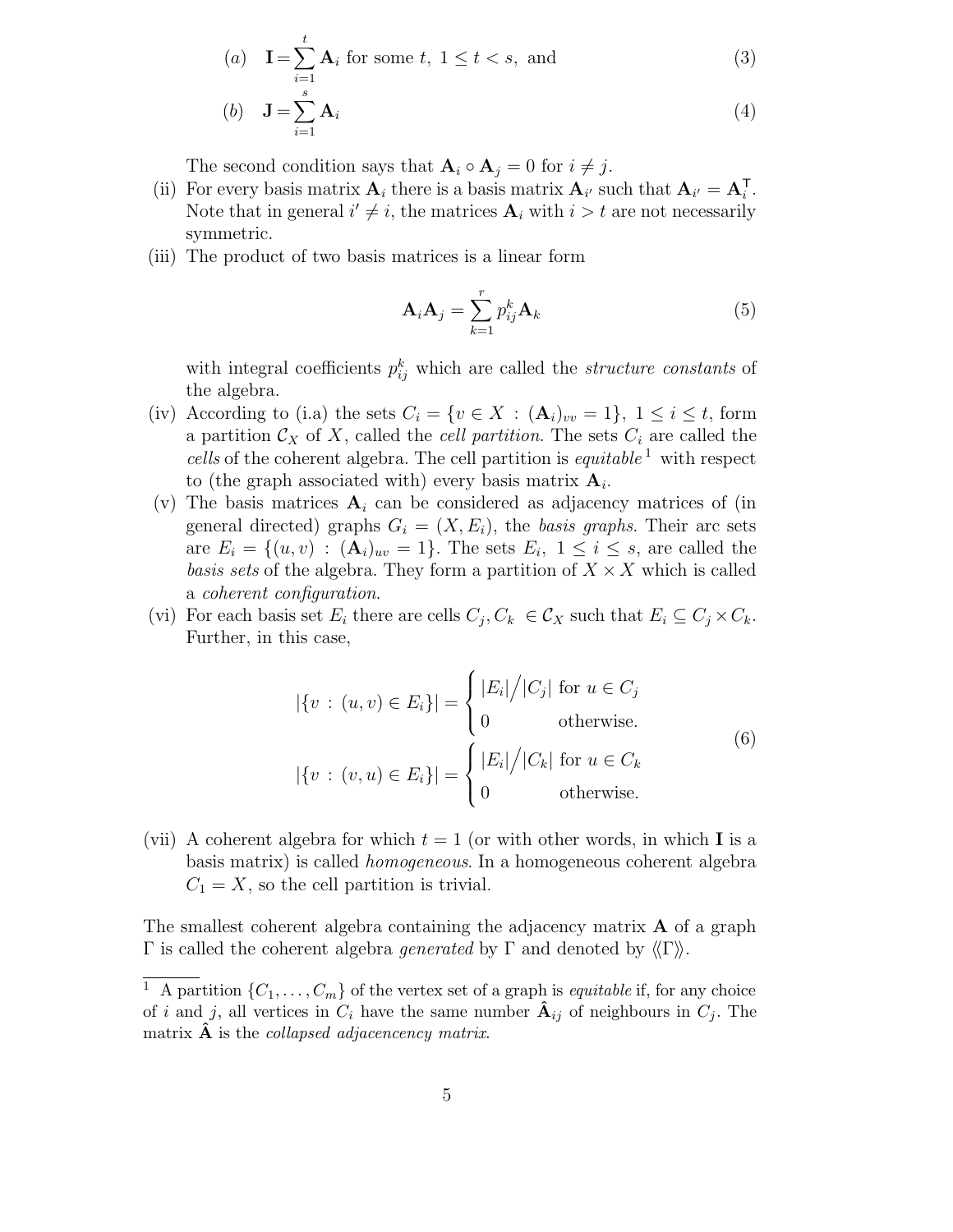$$(a) \quad \mathbf{I} = \sum_{i=1}^{t} \mathbf{A}_i \text{ for some } t,\ 1 \le t < s, \text{ and} \tag{3}$$

$$(b) \quad \mathbf{J} = \sum_{i=1}^{s} \mathbf{A}_i \tag{4}$$

The second condition says that $\mathbf{A}_i \circ \mathbf{A}_j = 0$ for $i \neq j$.

(ii) For every basis matrix $\mathbf{A}_i$ there is a basis matrix $\mathbf{A}_{i'}$ such that $\mathbf{A}_{i'} = \mathbf{A}_i^{\mathsf{T}}$. Note that in general $i' \neq i$, the matrices $\mathbf{A}_i$ with $i > t$ are not necessarily symmetric.

(iii) The product of two basis matrices is a linear form

$$\mathbf{A}_i \mathbf{A}_j = \sum_{k=1}^{r} p_{ij}^k \mathbf{A}_k \tag{5}$$

with integral coefficients $p_{ij}^k$ which are called the *structure constants* of the algebra.

(iv) According to (i.a) the sets $C_i = \{v \in X \,:\, (\mathbf{A}_i)_{vv} = 1\}$, $1 \le i \le t$, form a partition $\mathcal{C}_X$ of $X$, called the *cell partition*. The sets $C_i$ are called the *cells* of the coherent algebra. The cell partition is *equitable*[1] with respect to (the graph associated with) every basis matrix $\mathbf{A}_i$.

(v) The basis matrices $\mathbf{A}_i$ can be considered as adjacency matrices of (in general directed) graphs $G_i = (X, E_i)$, the *basis graphs*. Their arc sets are $E_i = \{(u,v) \,:\, (\mathbf{A}_i)_{uv} = 1\}$. The sets $E_i$, $1 \le i \le s$, are called the *basis sets* of the algebra. They form a partition of $X \times X$ which is called a *coherent configuration*.

(vi) For each basis set $E_i$ there are cells $C_j, C_k \in \mathcal{C}_X$ such that $E_i \subseteq C_j \times C_k$. Further, in this case,

$$
\begin{aligned}
|\{v \,:\, (u,v) \in E_i\}| &= \begin{cases} |E_i| \big/ |C_j| & \text{for } u \in C_j \\ 0 & \text{otherwise.} \end{cases} \\
|\{v \,:\, (v,u) \in E_i\}| &= \begin{cases} |E_i| \big/ |C_k| & \text{for } u \in C_k \\ 0 & \text{otherwise.} \end{cases}
\end{aligned}
\tag{6}
$$

(vii) A coherent algebra for which $t = 1$ (or with other words, in which $\mathbf{I}$ is a basis matrix) is called *homogeneous*. In a homogeneous coherent algebra $C_1 = X$, so the cell partition is trivial.

The smallest coherent algebra containing the adjacency matrix $\mathbf{A}$ of a graph $\Gamma$ is called the coherent algebra *generated* by $\Gamma$ and denoted by $\langle\!\langle \Gamma \rangle\!\rangle$.

---

[1] A partition $\{C_1, \ldots, C_m\}$ of the vertex set of a graph is *equitable* if, for any choice of $i$ and $j$, all vertices in $C_i$ have the same number $\hat{\mathbf{A}}_{ij}$ of neighbours in $C_j$. The matrix $\hat{\mathbf{A}}$ is the *collapsed adjacencency matrix*.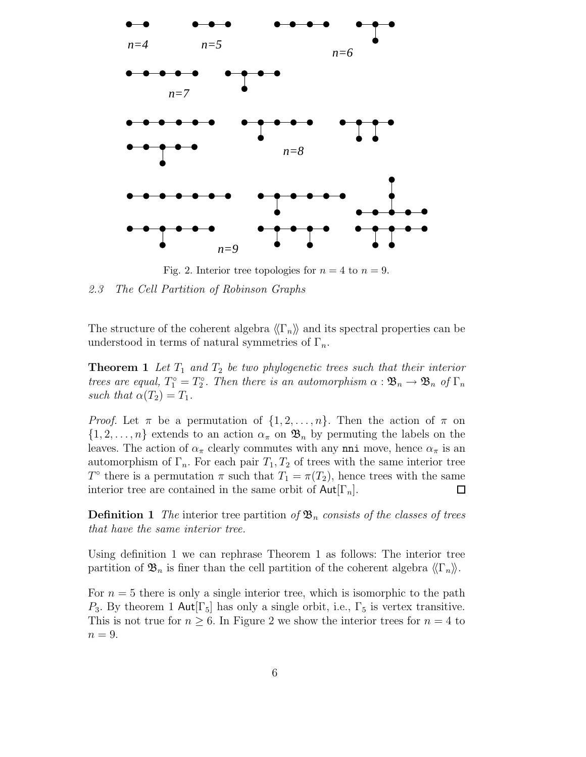Fig. 2. Interior tree topologies for $n = 4$ to $n = 9$.

### *2.3 The Cell Partition of Robinson Graphs*

The structure of the coherent algebra $\langle\!\langle \Gamma_n \rangle\!\rangle$ and its spectral properties can be understood in terms of natural symmetries of $\Gamma_n$.

**Theorem 1** *Let $T_1$ and $T_2$ be two phylogenetic trees such that their interior trees are equal, $T_1^\circ = T_2^\circ$. Then there is an automorphism $\alpha : \mathfrak{B}_n \to \mathfrak{B}_n$ of $\Gamma_n$ such that $\alpha(T_2) = T_1$.*

*Proof.* Let $\pi$ be a permutation of $\{1, 2, \ldots, n\}$. Then the action of $\pi$ on $\{1, 2, \ldots, n\}$ extends to an action $\alpha_\pi$ on $\mathfrak{B}_n$ by permuting the labels on the leaves. The action of $\alpha_\pi$ clearly commutes with any `nni` move, hence $\alpha_\pi$ is an automorphism of $\Gamma_n$. For each pair $T_1, T_2$ of trees with the same interior tree $T^\circ$ there is a permutation $\pi$ such that $T_1 = \pi(T_2)$, hence trees with the same interior tree are contained in the same orbit of $\mathsf{Aut}[\Gamma_n]$. □

**Definition 1** *The* interior tree partition *of $\mathfrak{B}_n$ consists of the classes of trees that have the same interior tree.*

Using definition 1 we can rephrase Theorem 1 as follows: The interior tree partition of $\mathfrak{B}_n$ is finer than the cell partition of the coherent algebra $\langle\!\langle \Gamma_n \rangle\!\rangle$.

For $n = 5$ there is only a single interior tree, which is isomorphic to the path $P_3$. By theorem 1 $\mathsf{Aut}[\Gamma_5]$ has only a single orbit, i.e., $\Gamma_5$ is vertex transitive. This is not true for $n \geq 6$. In Figure 2 we show the interior trees for $n = 4$ to $n = 9$.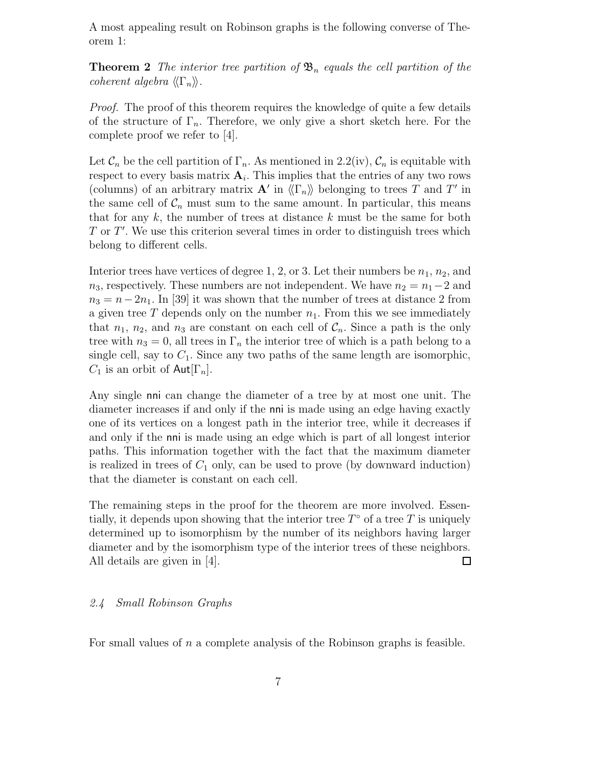A most appealing result on Robinson graphs is the following converse of Theorem 1:

**Theorem 2** *The interior tree partition of $\mathfrak{B}_n$ equals the cell partition of the coherent algebra $\langle\!\langle \Gamma_n \rangle\!\rangle$.*

*Proof.* The proof of this theorem requires the knowledge of quite a few details of the structure of $\Gamma_n$. Therefore, we only give a short sketch here. For the complete proof we refer to [4].

Let $\mathcal{C}_n$ be the cell partition of $\Gamma_n$. As mentioned in 2.2(iv), $\mathcal{C}_n$ is equitable with respect to every basis matrix $\mathbf{A}_i$. This implies that the entries of any two rows (columns) of an arbitrary matrix $\mathbf{A}'$ in $\langle\!\langle \Gamma_n \rangle\!\rangle$ belonging to trees $T$ and $T'$ in the same cell of $\mathcal{C}_n$ must sum to the same amount. In particular, this means that for any $k$, the number of trees at distance $k$ must be the same for both $T$ or $T'$. We use this criterion several times in order to distinguish trees which belong to different cells.

Interior trees have vertices of degree 1, 2, or 3. Let their numbers be $n_1$, $n_2$, and $n_3$, respectively. These numbers are not independent. We have $n_2 = n_1 - 2$ and $n_3 = n - 2n_1$. In [39] it was shown that the number of trees at distance 2 from a given tree $T$ depends only on the number $n_1$. From this we see immediately that $n_1$, $n_2$, and $n_3$ are constant on each cell of $\mathcal{C}_n$. Since a path is the only tree with $n_3 = 0$, all trees in $\Gamma_n$ the interior tree of which is a path belong to a single cell, say to $C_1$. Since any two paths of the same length are isomorphic, $C_1$ is an orbit of $\mathsf{Aut}[\Gamma_n]$.

Any single nni can change the diameter of a tree by at most one unit. The diameter increases if and only if the nni is made using an edge having exactly one of its vertices on a longest path in the interior tree, while it decreases if and only if the nni is made using an edge which is part of all longest interior paths. This information together with the fact that the maximum diameter is realized in trees of $C_1$ only, can be used to prove (by downward induction) that the diameter is constant on each cell.

The remaining steps in the proof for the theorem are more involved. Essentially, it depends upon showing that the interior tree $T^\circ$ of a tree $T$ is uniquely determined up to isomorphism by the number of its neighbors having larger diameter and by the isomorphism type of the interior trees of these neighbors. All details are given in [4]. □

### *2.4 Small Robinson Graphs*

For small values of $n$ a complete analysis of the Robinson graphs is feasible.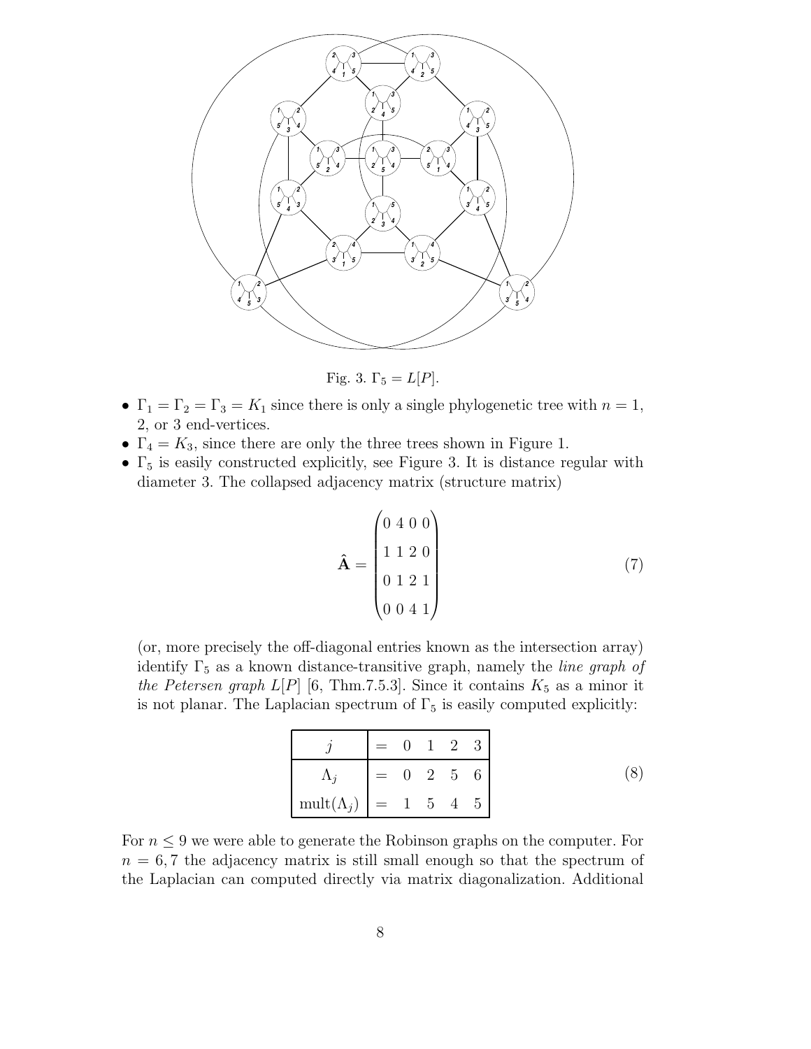Fig. 3. $\Gamma_5 = L[P]$.

- $\Gamma_1 = \Gamma_2 = \Gamma_3 = K_1$ since there is only a single phylogenetic tree with $n = 1$, 2, or 3 end-vertices.
- $\Gamma_4 = K_3$, since there are only the three trees shown in Figure 1.
- $\Gamma_5$ is easily constructed explicitly, see Figure 3. It is distance regular with diameter 3. The collapsed adjacency matrix (structure matrix)

$$\hat{\mathbf{A}} = \begin{pmatrix} 0 & 4 & 0 & 0 \\ 1 & 1 & 2 & 0 \\ 0 & 1 & 2 & 1 \\ 0 & 0 & 4 & 1 \end{pmatrix} \tag{7}$$

(or, more precisely the off-diagonal entries known as the intersection array) identify $\Gamma_5$ as a known distance-transitive graph, namely the *line graph of the Petersen graph* $L[P]$ [6, Thm.7.5.3]. Since it contains $K_5$ as a minor it is not planar. The Laplacian spectrum of $\Gamma_5$ is easily computed explicitly:

| $j$ | $=$ | 0 | 1 | 2 | 3 |
|---|---|---|---|---|---|
| $\Lambda_j$ | $=$ | 0 | 2 | 5 | 6 |
| $\text{mult}(\Lambda_j)$ | $=$ | 1 | 5 | 4 | 5 |

(8)

For $n \leq 9$ we were able to generate the Robinson graphs on the computer. For $n = 6, 7$ the adjacency matrix is still small enough so that the spectrum of the Laplacian can computed directly via matrix diagonalization. Additional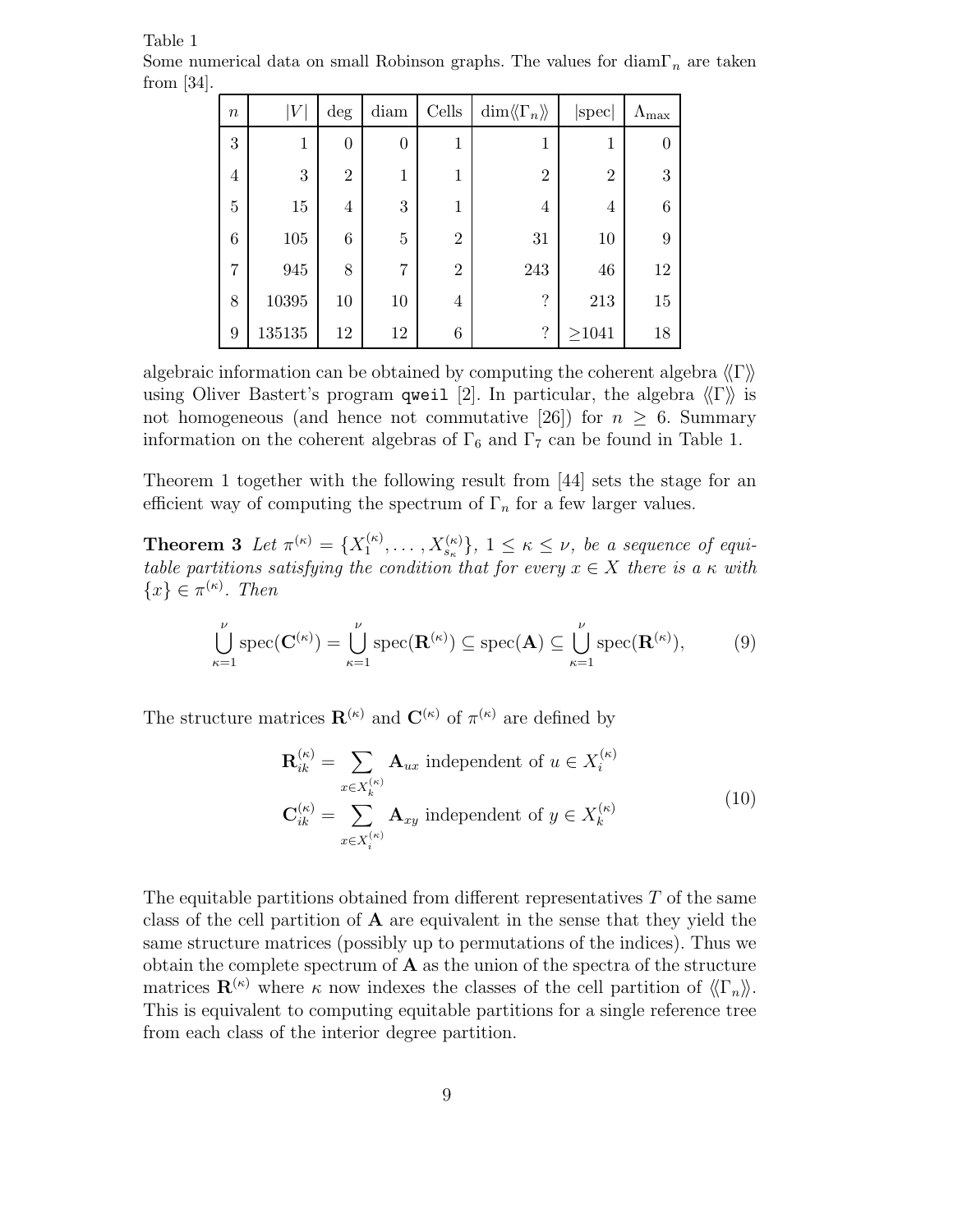Table 1

Some numerical data on small Robinson graphs. The values for diam$\Gamma_n$ are taken from [34].

| $n$ | $\|V\|$ | deg | diam | Cells | $\dim\langle\langle\Gamma_n\rangle\rangle$ | $\|\text{spec}\|$ | $\Lambda_{\max}$ |
|---|---|---|---|---|---|---|---|
| 3 | 1 | 0 | 0 | 1 | 1 | 1 | 0 |
| 4 | 3 | 2 | 1 | 1 | 2 | 2 | 3 |
| 5 | 15 | 4 | 3 | 1 | 4 | 4 | 6 |
| 6 | 105 | 6 | 5 | 2 | 31 | 10 | 9 |
| 7 | 945 | 8 | 7 | 2 | 243 | 46 | 12 |
| 8 | 10395 | 10 | 10 | 4 | ? | 213 | 15 |
| 9 | 135135 | 12 | 12 | 6 | ? | ≥1041 | 18 |

algebraic information can be obtained by computing the coherent algebra $\langle\langle\Gamma\rangle\rangle$ using Oliver Bastert's program `qweil` [2]. In particular, the algebra $\langle\langle\Gamma\rangle\rangle$ is not homogeneous (and hence not commutative [26]) for $n \geq 6$. Summary information on the coherent algebras of $\Gamma_6$ and $\Gamma_7$ can be found in Table 1.

Theorem 1 together with the following result from [44] sets the stage for an efficient way of computing the spectrum of $\Gamma_n$ for a few larger values.

**Theorem 3** *Let $\pi^{(\kappa)} = \{X_1^{(\kappa)}, \ldots, X_{s_\kappa}^{(\kappa)}\}$, $1 \leq \kappa \leq \nu$, be a sequence of equitable partitions satisfying the condition that for every $x \in X$ there is a $\kappa$ with $\{x\} \in \pi^{(\kappa)}$. Then*

$$\bigcup_{\kappa=1}^{\nu} \text{spec}(\mathbf{C}^{(\kappa)}) = \bigcup_{\kappa=1}^{\nu} \text{spec}(\mathbf{R}^{(\kappa)}) \subseteq \text{spec}(\mathbf{A}) \subseteq \bigcup_{\kappa=1}^{\nu} \text{spec}(\mathbf{R}^{(\kappa)}), \tag{9}$$

The structure matrices $\mathbf{R}^{(\kappa)}$ and $\mathbf{C}^{(\kappa)}$ of $\pi^{(\kappa)}$ are defined by

$$\begin{aligned} \mathbf{R}_{ik}^{(\kappa)} &= \sum_{x \in X_k^{(\kappa)}} \mathbf{A}_{ux} \text{ independent of } u \in X_i^{(\kappa)} \\ \mathbf{C}_{ik}^{(\kappa)} &= \sum_{x \in X_i^{(\kappa)}} \mathbf{A}_{xy} \text{ independent of } y \in X_k^{(\kappa)} \end{aligned} \tag{10}$$

The equitable partitions obtained from different representatives $T$ of the same class of the cell partition of $\mathbf{A}$ are equivalent in the sense that they yield the same structure matrices (possibly up to permutations of the indices). Thus we obtain the complete spectrum of $\mathbf{A}$ as the union of the spectra of the structure matrices $\mathbf{R}^{(\kappa)}$ where $\kappa$ now indexes the classes of the cell partition of $\langle\langle\Gamma_n\rangle\rangle$. This is equivalent to computing equitable partitions for a single reference tree from each class of the interior degree partition.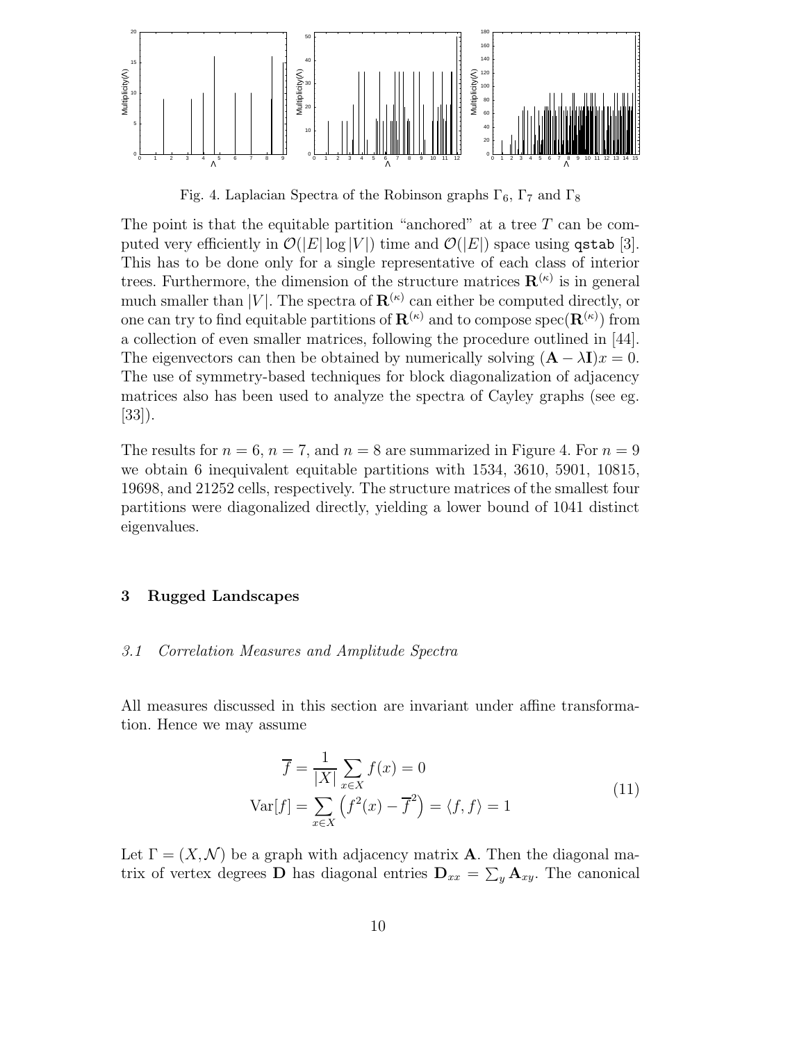Fig. 4. Laplacian Spectra of the Robinson graphs $\Gamma_6$, $\Gamma_7$ and $\Gamma_8$

The point is that the equitable partition "anchored" at a tree $T$ can be computed very efficiently in $\mathcal{O}(|E|\log|V|)$ time and $\mathcal{O}(|E|)$ space using qstab [3]. This has to be done only for a single representative of each class of interior trees. Furthermore, the dimension of the structure matrices $\mathbf{R}^{(\kappa)}$ is in general much smaller than $|V|$. The spectra of $\mathbf{R}^{(\kappa)}$ can either be computed directly, or one can try to find equitable partitions of $\mathbf{R}^{(\kappa)}$ and to compose $\text{spec}(\mathbf{R}^{(\kappa)})$ from a collection of even smaller matrices, following the procedure outlined in [44]. The eigenvectors can then be obtained by numerically solving $(\mathbf{A}-\lambda\mathbf{I})x = 0$. The use of symmetry-based techniques for block diagonalization of adjacency matrices also has been used to analyze the spectra of Cayley graphs (see eg. [33]).

The results for $n = 6$, $n = 7$, and $n = 8$ are summarized in Figure 4. For $n = 9$ we obtain 6 inequivalent equitable partitions with 1534, 3610, 5901, 10815, 19698, and 21252 cells, respectively. The structure matrices of the smallest four partitions were diagonalized directly, yielding a lower bound of 1041 distinct eigenvalues.

## 3 Rugged Landscapes

### 3.1 Correlation Measures and Amplitude Spectra

All measures discussed in this section are invariant under affine transformation. Hence we may assume

$$
\begin{aligned}
\overline{f} &= \frac{1}{|X|}\sum_{x\in X} f(x) = 0 \\
\text{Var}[f] &= \sum_{x\in X}\left(f^2(x) - \overline{f}^2\right) = \langle f, f\rangle = 1
\end{aligned}
\tag{11}
$$

Let $\Gamma = (X, \mathcal{N})$ be a graph with adjacency matrix $\mathbf{A}$. Then the diagonal matrix of vertex degrees $\mathbf{D}$ has diagonal entries $\mathbf{D}_{xx} = \sum_y \mathbf{A}_{xy}$. The canonical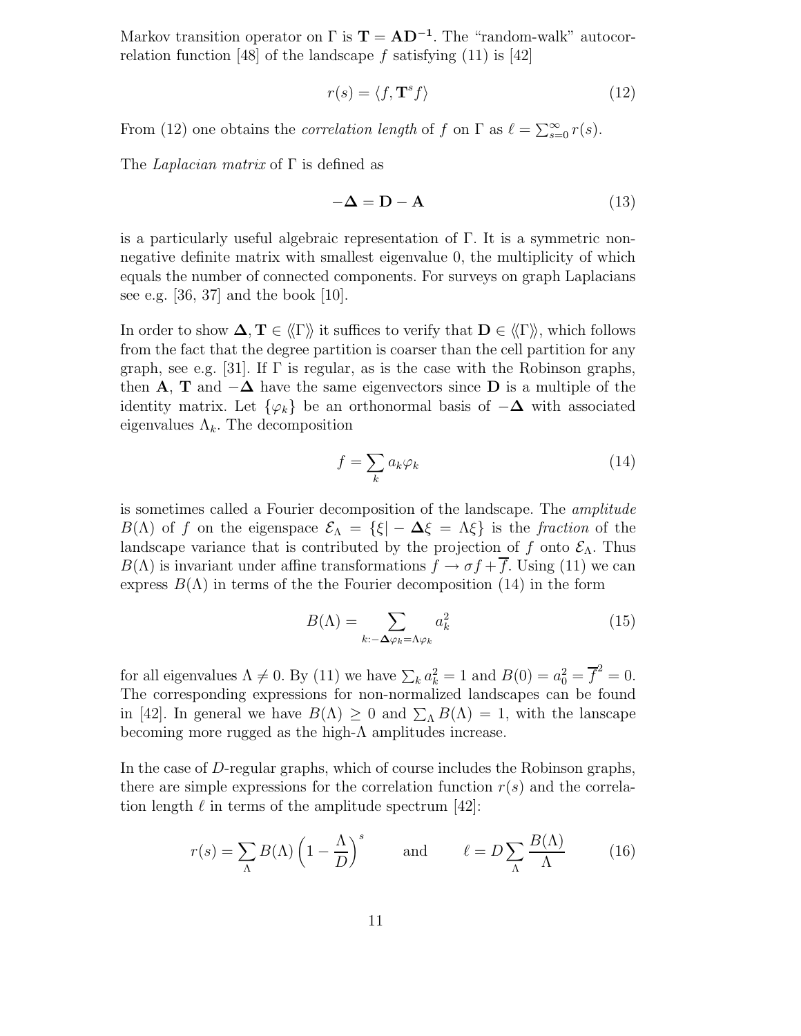Markov transition operator on $\Gamma$ is $\mathbf{T} = \mathbf{A}\mathbf{D}^{-1}$. The "random-walk" autocorrelation function [48] of the landscape $f$ satisfying (11) is [42]

$$r(s) = \langle f, \mathbf{T}^s f \rangle \tag{12}$$

From (12) one obtains the *correlation length* of $f$ on $\Gamma$ as $\ell = \sum_{s=0}^{\infty} r(s)$.

The *Laplacian matrix* of $\Gamma$ is defined as

$$-\boldsymbol{\Delta} = \mathbf{D} - \mathbf{A} \tag{13}$$

is a particularly useful algebraic representation of $\Gamma$. It is a symmetric non-negative definite matrix with smallest eigenvalue 0, the multiplicity of which equals the number of connected components. For surveys on graph Laplacians see e.g. [36, 37] and the book [10].

In order to show $\boldsymbol{\Delta}, \mathbf{T} \in \langle\!\langle \Gamma \rangle\!\rangle$ it suffices to verify that $\mathbf{D} \in \langle\!\langle \Gamma \rangle\!\rangle$, which follows from the fact that the degree partition is coarser than the cell partition for any graph, see e.g. [31]. If $\Gamma$ is regular, as is the case with the Robinson graphs, then $\mathbf{A}$, $\mathbf{T}$ and $-\boldsymbol{\Delta}$ have the same eigenvectors since $\mathbf{D}$ is a multiple of the identity matrix. Let $\{\varphi_k\}$ be an orthonormal basis of $-\boldsymbol{\Delta}$ with associated eigenvalues $\Lambda_k$. The decomposition

$$f = \sum_k a_k \varphi_k \tag{14}$$

is sometimes called a Fourier decomposition of the landscape. The *amplitude* $B(\Lambda)$ of $f$ on the eigenspace $\mathcal{E}_\Lambda = \{\xi | -\boldsymbol{\Delta}\xi = \Lambda\xi\}$ is the *fraction* of the landscape variance that is contributed by the projection of $f$ onto $\mathcal{E}_\Lambda$. Thus $B(\Lambda)$ is invariant under affine transformations $f \to \sigma f + \overline{f}$. Using (11) we can express $B(\Lambda)$ in terms of the the Fourier decomposition (14) in the form

$$B(\Lambda) = \sum_{k: -\boldsymbol{\Delta}\varphi_k = \Lambda\varphi_k} a_k^2 \tag{15}$$

for all eigenvalues $\Lambda \neq 0$. By (11) we have $\sum_k a_k^2 = 1$ and $B(0) = a_0^2 = \overline{f}^2 = 0$. The corresponding expressions for non-normalized landscapes can be found in [42]. In general we have $B(\Lambda) \geq 0$ and $\sum_\Lambda B(\Lambda) = 1$, with the lanscape becoming more rugged as the high-$\Lambda$ amplitudes increase.

In the case of $D$-regular graphs, which of course includes the Robinson graphs, there are simple expressions for the correlation function $r(s)$ and the correlation length $\ell$ in terms of the amplitude spectrum [42]:

$$r(s) = \sum_\Lambda B(\Lambda) \left(1 - \frac{\Lambda}{D}\right)^s \qquad \text{and} \qquad \ell = D \sum_\Lambda \frac{B(\Lambda)}{\Lambda} \tag{16}$$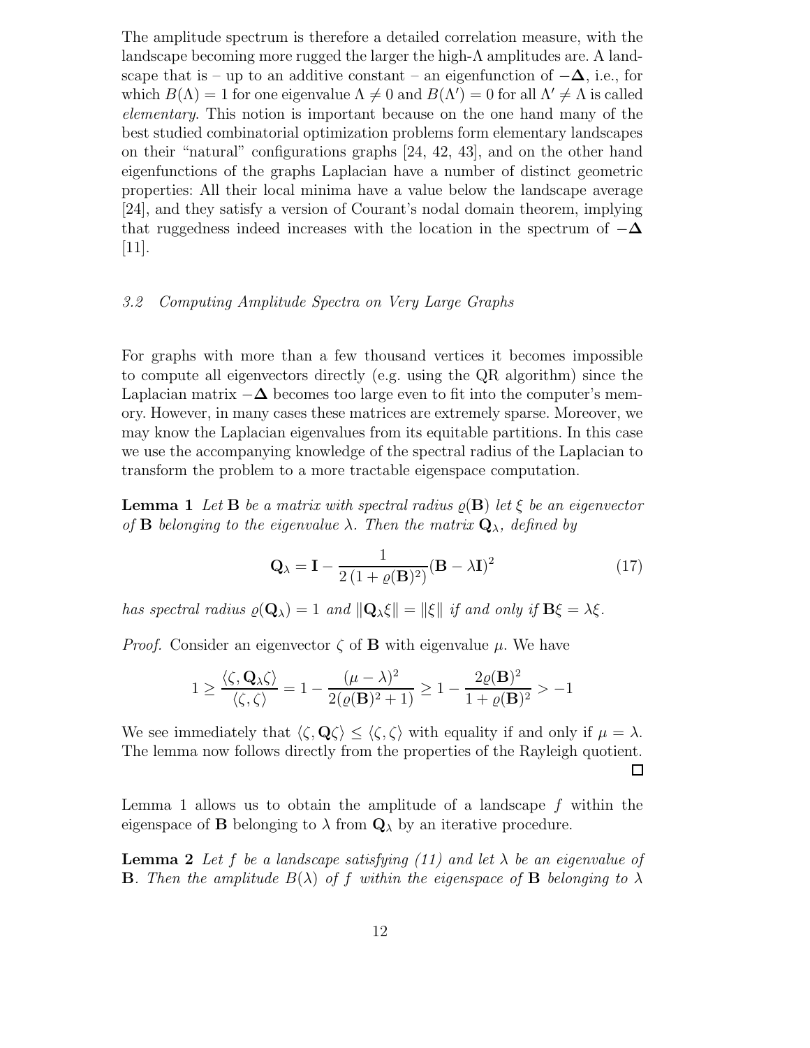The amplitude spectrum is therefore a detailed correlation measure, with the landscape becoming more rugged the larger the high-$\Lambda$ amplitudes are. A landscape that is – up to an additive constant – an eigenfunction of $-\mathbf{\Delta}$, i.e., for which $B(\Lambda) = 1$ for one eigenvalue $\Lambda \neq 0$ and $B(\Lambda') = 0$ for all $\Lambda' \neq \Lambda$ is called *elementary*. This notion is important because on the one hand many of the best studied combinatorial optimization problems form elementary landscapes on their "natural" configurations graphs [24, 42, 43], and on the other hand eigenfunctions of the graphs Laplacian have a number of distinct geometric properties: All their local minima have a value below the landscape average [24], and they satisfy a version of Courant's nodal domain theorem, implying that ruggedness indeed increases with the location in the spectrum of $-\mathbf{\Delta}$ [11].

### 3.2 Computing Amplitude Spectra on Very Large Graphs

For graphs with more than a few thousand vertices it becomes impossible to compute all eigenvectors directly (e.g. using the QR algorithm) since the Laplacian matrix $-\mathbf{\Delta}$ becomes too large even to fit into the computer's memory. However, in many cases these matrices are extremely sparse. Moreover, we may know the Laplacian eigenvalues from its equitable partitions. In this case we use the accompanying knowledge of the spectral radius of the Laplacian to transform the problem to a more tractable eigenspace computation.

**Lemma 1** *Let* $\mathbf{B}$ *be a matrix with spectral radius* $\varrho(\mathbf{B})$ *let* $\xi$ *be an eigenvector of* $\mathbf{B}$ *belonging to the eigenvalue* $\lambda$. *Then the matrix* $\mathbf{Q}_\lambda$, *defined by*

$$\mathbf{Q}_\lambda = \mathbf{I} - \frac{1}{2\,(1+\varrho(\mathbf{B})^2)}(\mathbf{B} - \lambda\mathbf{I})^2 \tag{17}$$

*has spectral radius* $\varrho(\mathbf{Q}_\lambda) = 1$ *and* $\|\mathbf{Q}_\lambda \xi\| = \|\xi\|$ *if and only if* $\mathbf{B}\xi = \lambda\xi$.

*Proof.* Consider an eigenvector $\zeta$ of $\mathbf{B}$ with eigenvalue $\mu$. We have

$$1 \geq \frac{\langle \zeta, \mathbf{Q}_\lambda \zeta \rangle}{\langle \zeta, \zeta \rangle} = 1 - \frac{(\mu - \lambda)^2}{2(\varrho(\mathbf{B})^2 + 1)} \geq 1 - \frac{2\varrho(\mathbf{B})^2}{1 + \varrho(\mathbf{B})^2} > -1$$

We see immediately that $\langle \zeta, \mathbf{Q}\zeta \rangle \leq \langle \zeta, \zeta \rangle$ with equality if and only if $\mu = \lambda$. The lemma now follows directly from the properties of the Rayleigh quotient. □

Lemma 1 allows us to obtain the amplitude of a landscape $f$ within the eigenspace of $\mathbf{B}$ belonging to $\lambda$ from $\mathbf{Q}_\lambda$ by an iterative procedure.

**Lemma 2** *Let* $f$ *be a landscape satisfying (11) and let* $\lambda$ *be an eigenvalue of* $\mathbf{B}$. *Then the amplitude* $B(\lambda)$ *of* $f$ *within the eigenspace of* $\mathbf{B}$ *belonging to* $\lambda$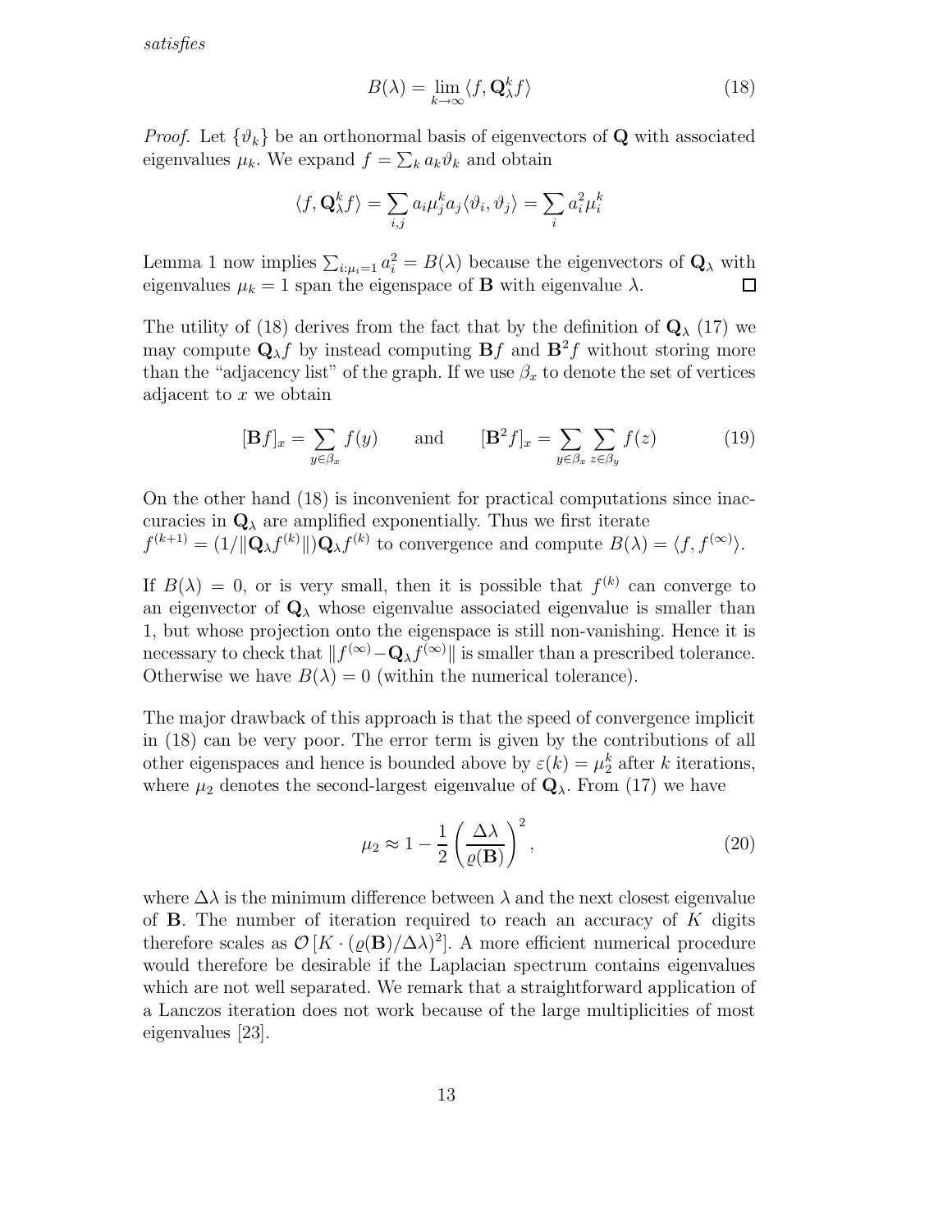*satisfies*

$$B(\lambda) = \lim_{k\to\infty} \langle f, \mathbf{Q}_\lambda^k f\rangle \tag{18}$$

*Proof.* Let $\{\vartheta_k\}$ be an orthonormal basis of eigenvectors of $\mathbf{Q}$ with associated eigenvalues $\mu_k$. We expand $f = \sum_k a_k \vartheta_k$ and obtain

$$\langle f, \mathbf{Q}_\lambda^k f\rangle = \sum_{i,j} a_i \mu_j^k a_j \langle \vartheta_i, \vartheta_j\rangle = \sum_i a_i^2 \mu_i^k$$

Lemma 1 now implies $\sum_{i:\mu_i=1} a_i^2 = B(\lambda)$ because the eigenvectors of $\mathbf{Q}_\lambda$ with eigenvalues $\mu_k = 1$ span the eigenspace of $\mathbf{B}$ with eigenvalue $\lambda$. □

The utility of (18) derives from the fact that by the definition of $\mathbf{Q}_\lambda$ (17) we may compute $\mathbf{Q}_\lambda f$ by instead computing $\mathbf{B}f$ and $\mathbf{B}^2 f$ without storing more than the "adjacency list" of the graph. If we use $\beta_x$ to denote the set of vertices adjacent to $x$ we obtain

$$[\mathbf{B}f]_x = \sum_{y\in\beta_x} f(y) \qquad \text{and} \qquad [\mathbf{B}^2 f]_x = \sum_{y\in\beta_x}\sum_{z\in\beta_y} f(z) \tag{19}$$

On the other hand (18) is inconvenient for practical computations since inaccuracies in $\mathbf{Q}_\lambda$ are amplified exponentially. Thus we first iterate $f^{(k+1)} = (1/\|\mathbf{Q}_\lambda f^{(k)}\|)\mathbf{Q}_\lambda f^{(k)}$ to convergence and compute $B(\lambda) = \langle f, f^{(\infty)}\rangle$.

If $B(\lambda) = 0$, or is very small, then it is possible that $f^{(k)}$ can converge to an eigenvector of $\mathbf{Q}_\lambda$ whose eigenvalue associated eigenvalue is smaller than 1, but whose projection onto the eigenspace is still non-vanishing. Hence it is necessary to check that $\|f^{(\infty)} - \mathbf{Q}_\lambda f^{(\infty)}\|$ is smaller than a prescribed tolerance. Otherwise we have $B(\lambda) = 0$ (within the numerical tolerance).

The major drawback of this approach is that the speed of convergence implicit in (18) can be very poor. The error term is given by the contributions of all other eigenspaces and hence is bounded above by $\varepsilon(k) = \mu_2^k$ after $k$ iterations, where $\mu_2$ denotes the second-largest eigenvalue of $\mathbf{Q}_\lambda$. From (17) we have

$$\mu_2 \approx 1 - \frac{1}{2}\left(\frac{\Delta\lambda}{\varrho(\mathbf{B})}\right)^2, \tag{20}$$

where $\Delta\lambda$ is the minimum difference between $\lambda$ and the next closest eigenvalue of $\mathbf{B}$. The number of iteration required to reach an accuracy of $K$ digits therefore scales as $\mathcal{O}\left[K \cdot (\varrho(\mathbf{B})/\Delta\lambda)^2\right]$. A more efficient numerical procedure would therefore be desirable if the Laplacian spectrum contains eigenvalues which are not well separated. We remark that a straightforward application of a Lanczos iteration does not work because of the large multiplicities of most eigenvalues [23].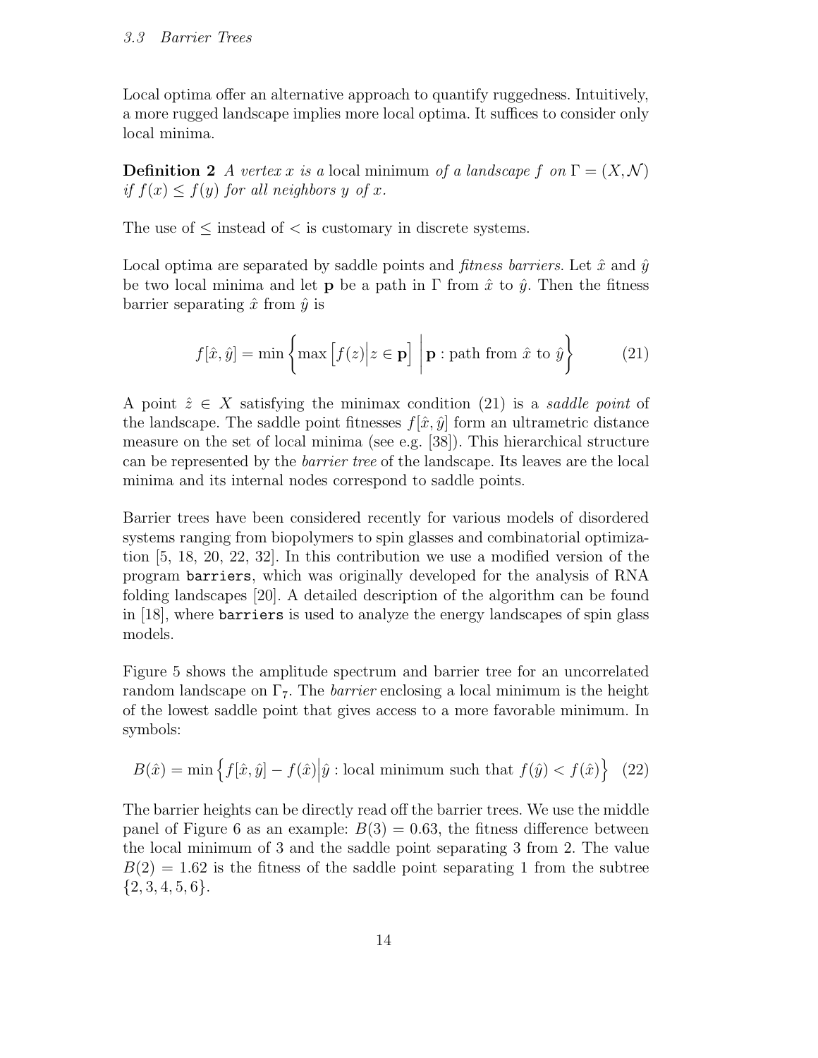### *3.3 Barrier Trees*

Local optima offer an alternative approach to quantify ruggedness. Intuitively, a more rugged landscape implies more local optima. It suffices to consider only local minima.

**Definition 2** *A vertex $x$ is a* local minimum *of a landscape $f$ on $\Gamma = (X, \mathcal{N})$ if $f(x) \leq f(y)$ for all neighbors $y$ of $x$.*

The use of $\leq$ instead of $<$ is customary in discrete systems.

Local optima are separated by saddle points and *fitness barriers*. Let $\hat{x}$ and $\hat{y}$ be two local minima and let $\mathbf{p}$ be a path in $\Gamma$ from $\hat{x}$ to $\hat{y}$. Then the fitness barrier separating $\hat{x}$ from $\hat{y}$ is

$$f[\hat{x}, \hat{y}] = \min \left\{ \max \left[ f(z) \middle| z \in \mathbf{p} \right] \middle| \mathbf{p} : \text{path from } \hat{x} \text{ to } \hat{y} \right\} \tag{21}$$

A point $\hat{z} \in X$ satisfying the minimax condition (21) is a *saddle point* of the landscape. The saddle point fitnesses $f[\hat{x}, \hat{y}]$ form an ultrametric distance measure on the set of local minima (see e.g. [38]). This hierarchical structure can be represented by the *barrier tree* of the landscape. Its leaves are the local minima and its internal nodes correspond to saddle points.

Barrier trees have been considered recently for various models of disordered systems ranging from biopolymers to spin glasses and combinatorial optimization [5, 18, 20, 22, 32]. In this contribution we use a modified version of the program `barriers`, which was originally developed for the analysis of RNA folding landscapes [20]. A detailed description of the algorithm can be found in [18], where `barriers` is used to analyze the energy landscapes of spin glass models.

Figure 5 shows the amplitude spectrum and barrier tree for an uncorrelated random landscape on $\Gamma_7$. The *barrier* enclosing a local minimum is the height of the lowest saddle point that gives access to a more favorable minimum. In symbols:

$$B(\hat{x}) = \min \left\{ f[\hat{x}, \hat{y}] - f(\hat{x}) \middle| \hat{y} : \text{local minimum such that } f(\hat{y}) < f(\hat{x}) \right\} \tag{22}$$

The barrier heights can be directly read off the barrier trees. We use the middle panel of Figure 6 as an example: $B(3) = 0.63$, the fitness difference between the local minimum of 3 and the saddle point separating 3 from 2. The value $B(2) = 1.62$ is the fitness of the saddle point separating 1 from the subtree $\{2, 3, 4, 5, 6\}$.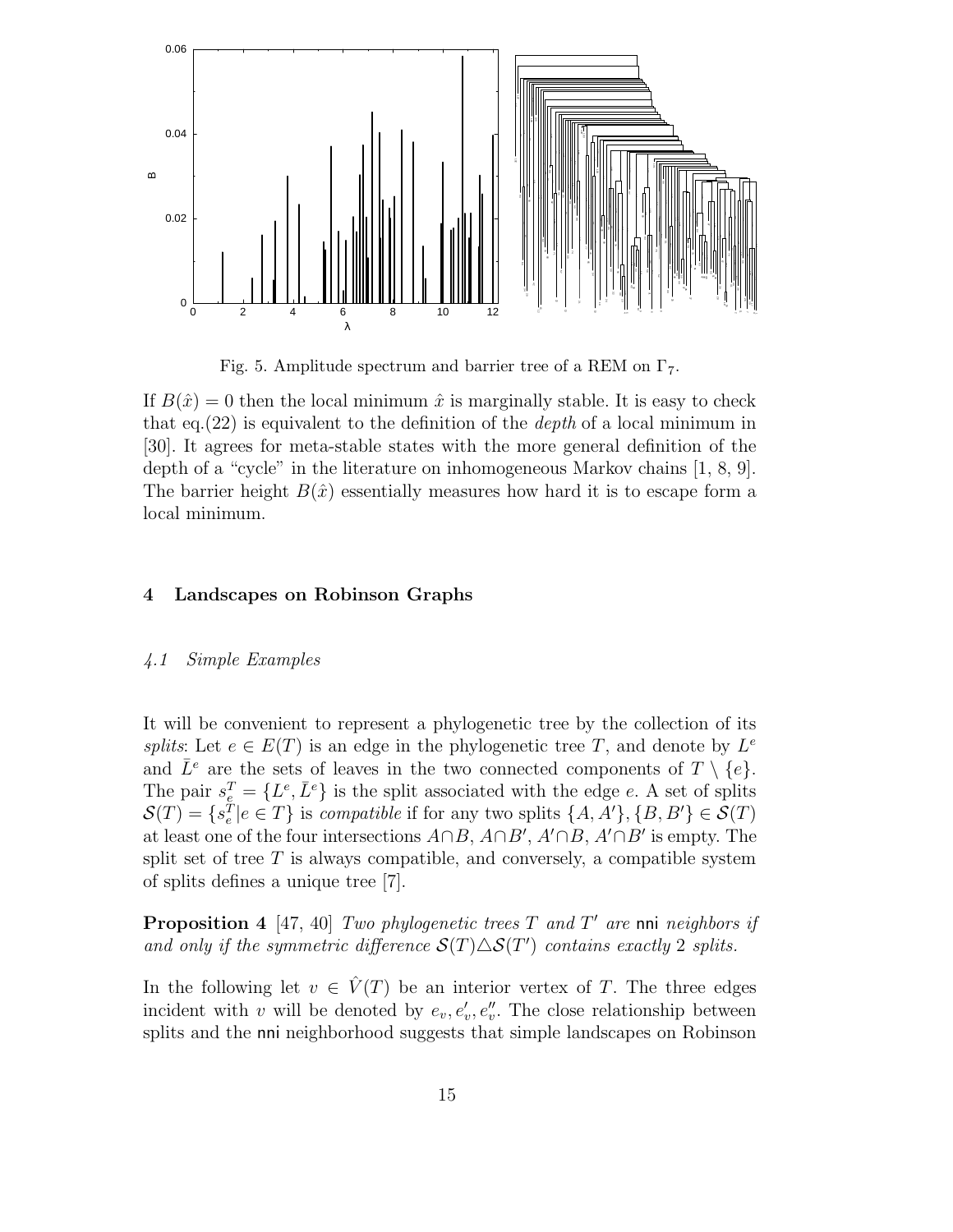Fig. 5. Amplitude spectrum and barrier tree of a REM on $\Gamma_7$.

If $B(\hat{x}) = 0$ then the local minimum $\hat{x}$ is marginally stable. It is easy to check that eq.(22) is equivalent to the definition of the *depth* of a local minimum in [30]. It agrees for meta-stable states with the more general definition of the depth of a "cycle" in the literature on inhomogeneous Markov chains [1, 8, 9]. The barrier height $B(\hat{x})$ essentially measures how hard it is to escape form a local minimum.

## 4 Landscapes on Robinson Graphs

### 4.1 Simple Examples

It will be convenient to represent a phylogenetic tree by the collection of its *splits*: Let $e \in E(T)$ is an edge in the phylogenetic tree $T$, and denote by $L^e$ and $\bar{L}^e$ are the sets of leaves in the two connected components of $T \setminus \{e\}$. The pair $s_e^T = \{L^e, \bar{L}^e\}$ is the split associated with the edge $e$. A set of splits $\mathcal{S}(T) = \{s_e^T | e \in T\}$ is *compatible* if for any two splits $\{A, A'\}, \{B, B'\} \in \mathcal{S}(T)$ at least one of the four intersections $A \cap B$, $A \cap B'$, $A' \cap B$, $A' \cap B'$ is empty. The split set of tree $T$ is always compatible, and conversely, a compatible system of splits defines a unique tree [7].

**Proposition 4** [47, 40] *Two phylogenetic trees $T$ and $T'$ are* nni *neighbors if and only if the symmetric difference $\mathcal{S}(T) \triangle \mathcal{S}(T')$ contains exactly 2 splits.*

In the following let $v \in \hat{V}(T)$ be an interior vertex of $T$. The three edges incident with $v$ will be denoted by $e_v, e'_v, e''_v$. The close relationship between splits and the nni neighborhood suggests that simple landscapes on Robinson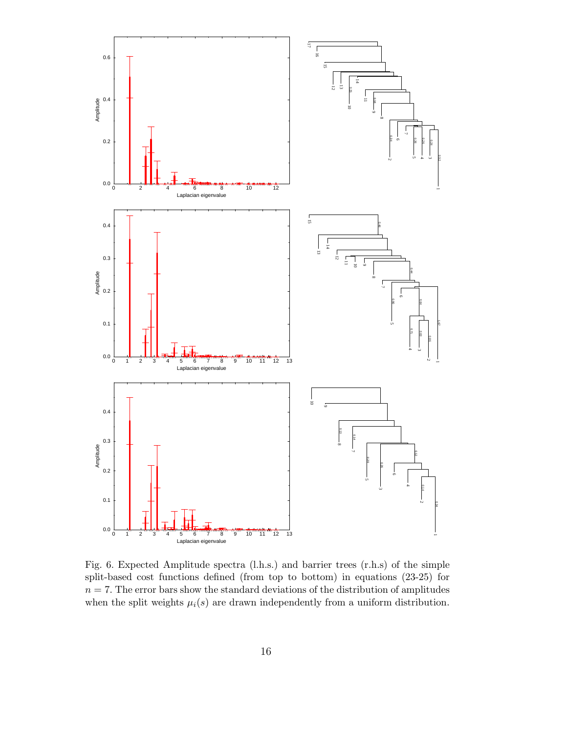Fig. 6. Expected Amplitude spectra (l.h.s.) and barrier trees (r.h.s) of the simple split-based cost functions defined (from top to bottom) in equations (23-25) for $n = 7$. The error bars show the standard deviations of the distribution of amplitudes when the split weights $\mu_i(s)$ are drawn independently from a uniform distribution.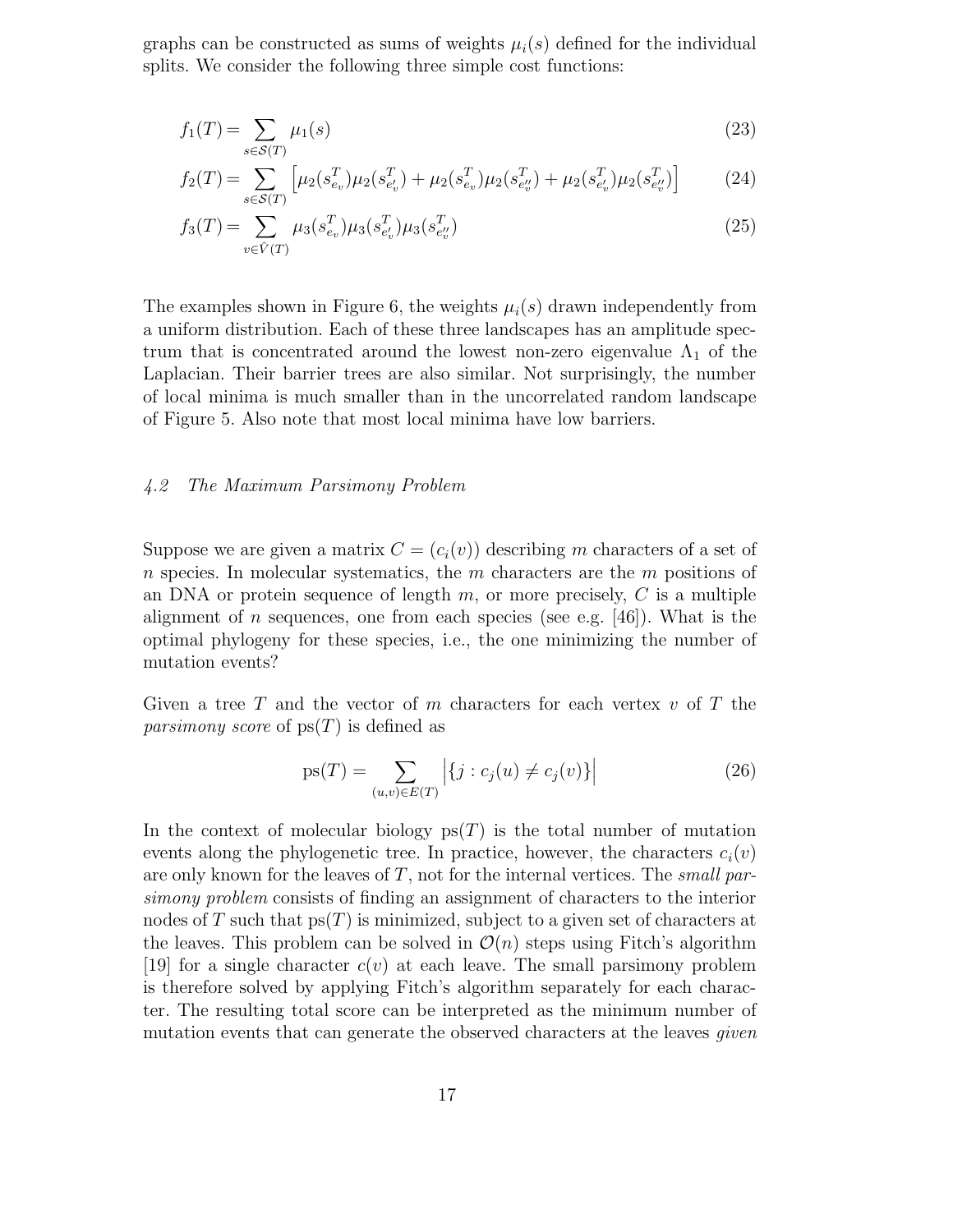graphs can be constructed as sums of weights $\mu_i(s)$ defined for the individual splits. We consider the following three simple cost functions:

$$f_1(T) = \sum_{s\in\mathcal{S}(T)} \mu_1(s) \tag{23}$$

$$f_2(T) = \sum_{s\in\mathcal{S}(T)} \left[\mu_2(s^T_{e_v})\mu_2(s^T_{e'_v}) + \mu_2(s^T_{e_v})\mu_2(s^T_{e''_v}) + \mu_2(s^T_{e'_v})\mu_2(s^T_{e''_v})\right] \tag{24}$$

$$f_3(T) = \sum_{v\in\hat{V}(T)} \mu_3(s^T_{e_v})\mu_3(s^T_{e'_v})\mu_3(s^T_{e''_v}) \tag{25}$$

The examples shown in Figure 6, the weights $\mu_i(s)$ drawn independently from a uniform distribution. Each of these three landscapes has an amplitude spectrum that is concentrated around the lowest non-zero eigenvalue $\Lambda_1$ of the Laplacian. Their barrier trees are also similar. Not surprisingly, the number of local minima is much smaller than in the uncorrelated random landscape of Figure 5. Also note that most local minima have low barriers.

### *4.2 The Maximum Parsimony Problem*

Suppose we are given a matrix $C = (c_i(v))$ describing $m$ characters of a set of $n$ species. In molecular systematics, the $m$ characters are the $m$ positions of an DNA or protein sequence of length $m$, or more precisely, $C$ is a multiple alignment of $n$ sequences, one from each species (see e.g. [46]). What is the optimal phylogeny for these species, i.e., the one minimizing the number of mutation events?

Given a tree $T$ and the vector of $m$ characters for each vertex $v$ of $T$ the *parsimony score* of $\mathrm{ps}(T)$ is defined as

$$\mathrm{ps}(T) = \sum_{(u,v)\in E(T)} \left|\{j : c_j(u) \neq c_j(v)\}\right| \tag{26}$$

In the context of molecular biology $\mathrm{ps}(T)$ is the total number of mutation events along the phylogenetic tree. In practice, however, the characters $c_i(v)$ are only known for the leaves of $T$, not for the internal vertices. The *small parsimony problem* consists of finding an assignment of characters to the interior nodes of $T$ such that $\mathrm{ps}(T)$ is minimized, subject to a given set of characters at the leaves. This problem can be solved in $\mathcal{O}(n)$ steps using Fitch's algorithm [19] for a single character $c(v)$ at each leave. The small parsimony problem is therefore solved by applying Fitch's algorithm separately for each character. The resulting total score can be interpreted as the minimum number of mutation events that can generate the observed characters at the leaves *given*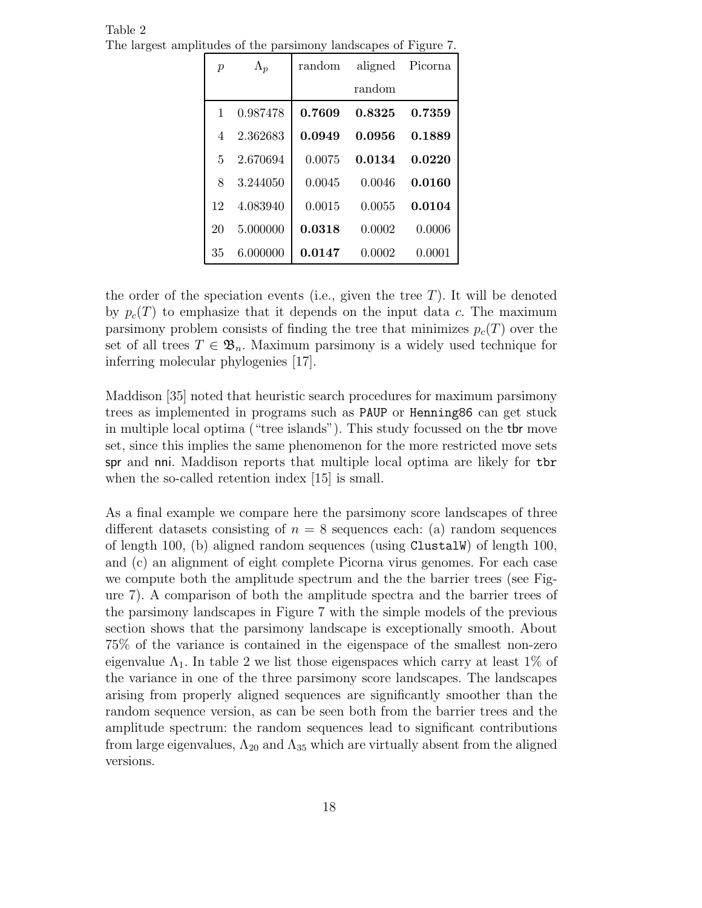Table 2
The largest amplitudes of the parsimony landscapes of Figure 7.

| $p$ | $\Lambda_p$ | random | aligned random | Picorna |
|---|---|---|---|---|
| 1 | 0.987478 | **0.7609** | **0.8325** | **0.7359** |
| 4 | 2.362683 | **0.0949** | **0.0956** | **0.1889** |
| 5 | 2.670694 | 0.0075 | **0.0134** | **0.0220** |
| 8 | 3.244050 | 0.0045 | 0.0046 | **0.0160** |
| 12 | 4.083940 | 0.0015 | 0.0055 | **0.0104** |
| 20 | 5.000000 | **0.0318** | 0.0002 | 0.0006 |
| 35 | 6.000000 | **0.0147** | 0.0002 | 0.0001 |

the order of the speciation events (i.e., given the tree $T$). It will be denoted by $p_c(T)$ to emphasize that it depends on the input data $c$. The maximum parsimony problem consists of finding the tree that minimizes $p_c(T)$ over the set of all trees $T \in \mathfrak{B}_n$. Maximum parsimony is a widely used technique for inferring molecular phylogenies [17].

Maddison [35] noted that heuristic search procedures for maximum parsimony trees as implemented in programs such as PAUP or Henning86 can get stuck in multiple local optima ("tree islands"). This study focussed on the tbr move set, since this implies the same phenomenon for the more restricted move sets spr and nni. Maddison reports that multiple local optima are likely for tbr when the so-called retention index [15] is small.

As a final example we compare here the parsimony score landscapes of three different datasets consisting of $n = 8$ sequences each: (a) random sequences of length 100, (b) aligned random sequences (using ClustalW) of length 100, and (c) an alignment of eight complete Picorna virus genomes. For each case we compute both the amplitude spectrum and the the barrier trees (see Figure 7). A comparison of both the amplitude spectra and the barrier trees of the parsimony landscapes in Figure 7 with the simple models of the previous section shows that the parsimony landscape is exceptionally smooth. About 75% of the variance is contained in the eigenspace of the smallest non-zero eigenvalue $\Lambda_1$. In table 2 we list those eigenspaces which carry at least 1% of the variance in one of the three parsimony score landscapes. The landscapes arising from properly aligned sequences are significantly smoother than the random sequence version, as can be seen both from the barrier trees and the amplitude spectrum: the random sequences lead to significant contributions from large eigenvalues, $\Lambda_{20}$ and $\Lambda_{35}$ which are virtually absent from the aligned versions.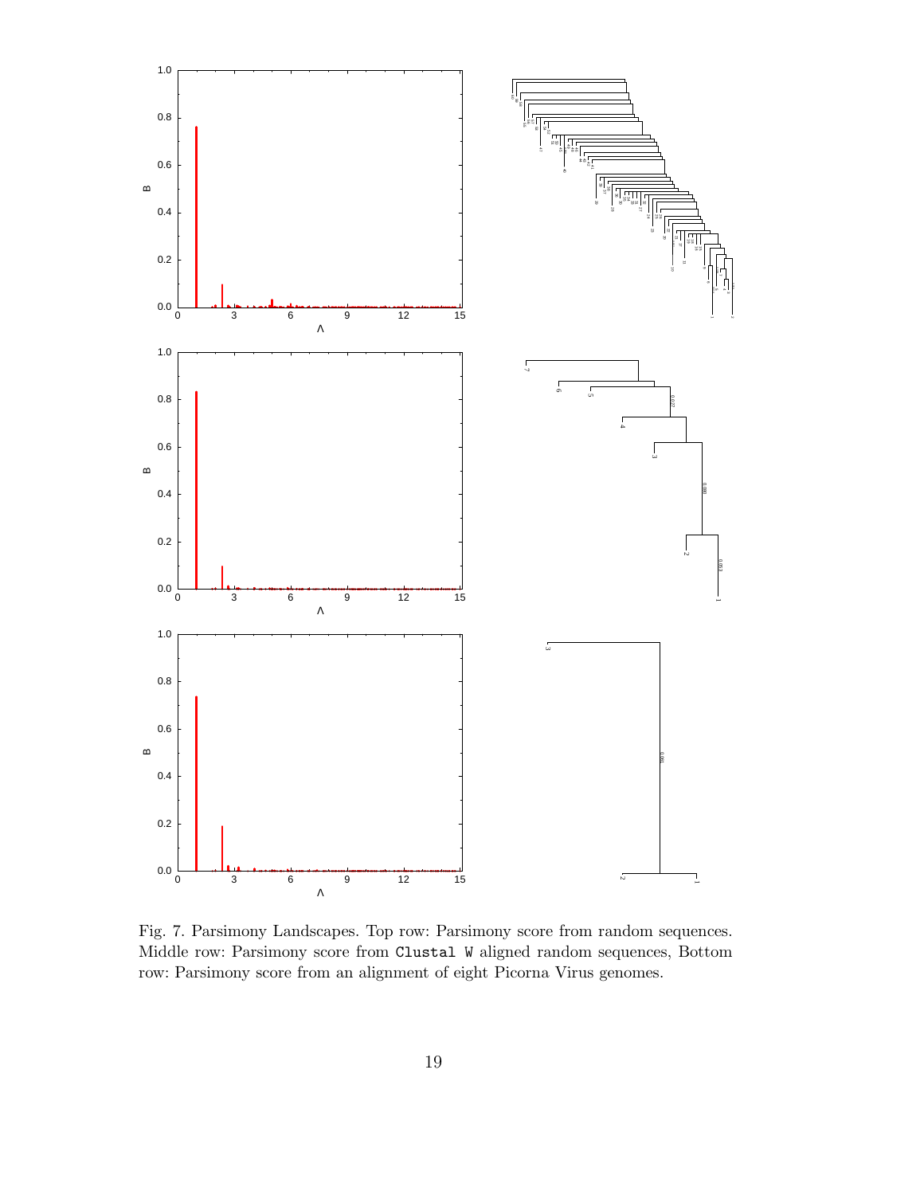Fig. 7. Parsimony Landscapes. Top row: Parsimony score from random sequences. Middle row: Parsimony score from `Clustal W` aligned random sequences, Bottom row: Parsimony score from an alignment of eight Picorna Virus genomes.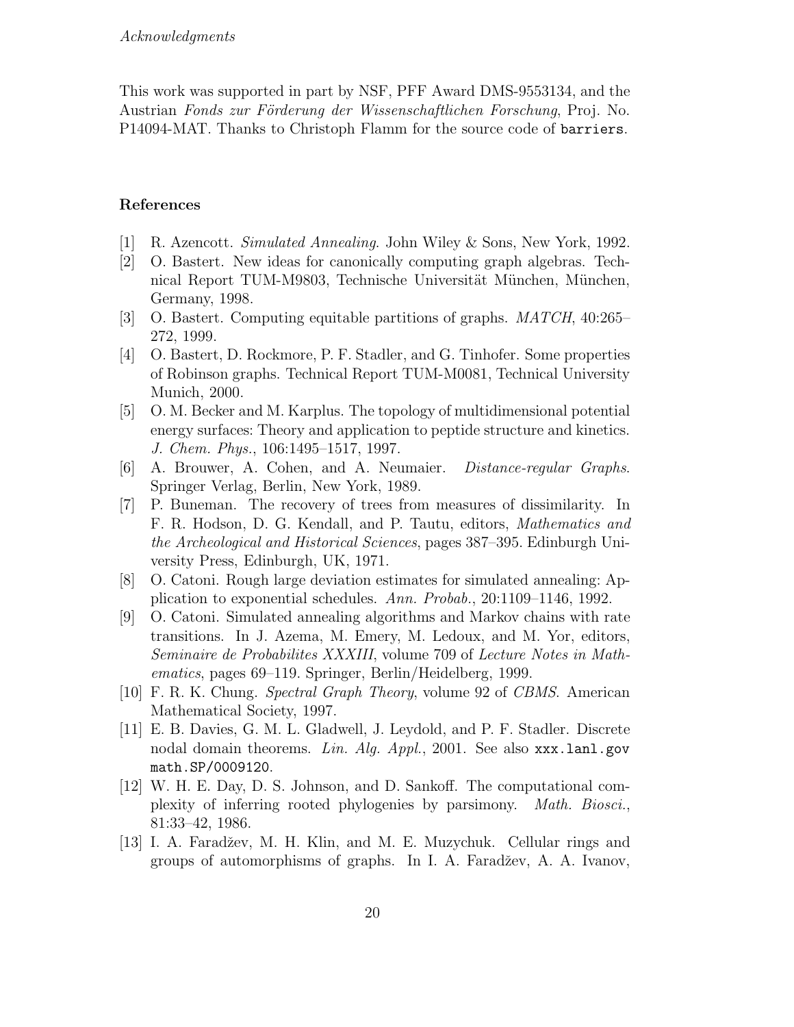*Acknowledgments*

This work was supported in part by NSF, PFF Award DMS-9553134, and the Austrian *Fonds zur Förderung der Wissenschaftlichen Forschung*, Proj. No. P14094-MAT. Thanks to Christoph Flamm for the source code of `barriers`.

## References

[1] R. Azencott. *Simulated Annealing*. John Wiley & Sons, New York, 1992.

[2] O. Bastert. New ideas for canonically computing graph algebras. Technical Report TUM-M9803, Technische Universität München, München, Germany, 1998.

[3] O. Bastert. Computing equitable partitions of graphs. *MATCH*, 40:265–272, 1999.

[4] O. Bastert, D. Rockmore, P. F. Stadler, and G. Tinhofer. Some properties of Robinson graphs. Technical Report TUM-M0081, Technical University Munich, 2000.

[5] O. M. Becker and M. Karplus. The topology of multidimensional potential energy surfaces: Theory and application to peptide structure and kinetics. *J. Chem. Phys.*, 106:1495–1517, 1997.

[6] A. Brouwer, A. Cohen, and A. Neumaier. *Distance-regular Graphs*. Springer Verlag, Berlin, New York, 1989.

[7] P. Buneman. The recovery of trees from measures of dissimilarity. In F. R. Hodson, D. G. Kendall, and P. Tautu, editors, *Mathematics and the Archeological and Historical Sciences*, pages 387–395. Edinburgh University Press, Edinburgh, UK, 1971.

[8] O. Catoni. Rough large deviation estimates for simulated annealing: Application to exponential schedules. *Ann. Probab.*, 20:1109–1146, 1992.

[9] O. Catoni. Simulated annealing algorithms and Markov chains with rate transitions. In J. Azema, M. Emery, M. Ledoux, and M. Yor, editors, *Seminaire de Probabilites XXXIII*, volume 709 of *Lecture Notes in Mathematics*, pages 69–119. Springer, Berlin/Heidelberg, 1999.

[10] F. R. K. Chung. *Spectral Graph Theory*, volume 92 of *CBMS*. American Mathematical Society, 1997.

[11] E. B. Davies, G. M. L. Gladwell, J. Leydold, and P. F. Stadler. Discrete nodal domain theorems. *Lin. Alg. Appl.*, 2001. See also `xxx.lanl.gov math.SP/0009120`.

[12] W. H. E. Day, D. S. Johnson, and D. Sankoff. The computational complexity of inferring rooted phylogenies by parsimony. *Math. Biosci.*, 81:33–42, 1986.

[13] I. A. Faradžev, M. H. Klin, and M. E. Muzychuk. Cellular rings and groups of automorphisms of graphs. In I. A. Faradžev, A. A. Ivanov,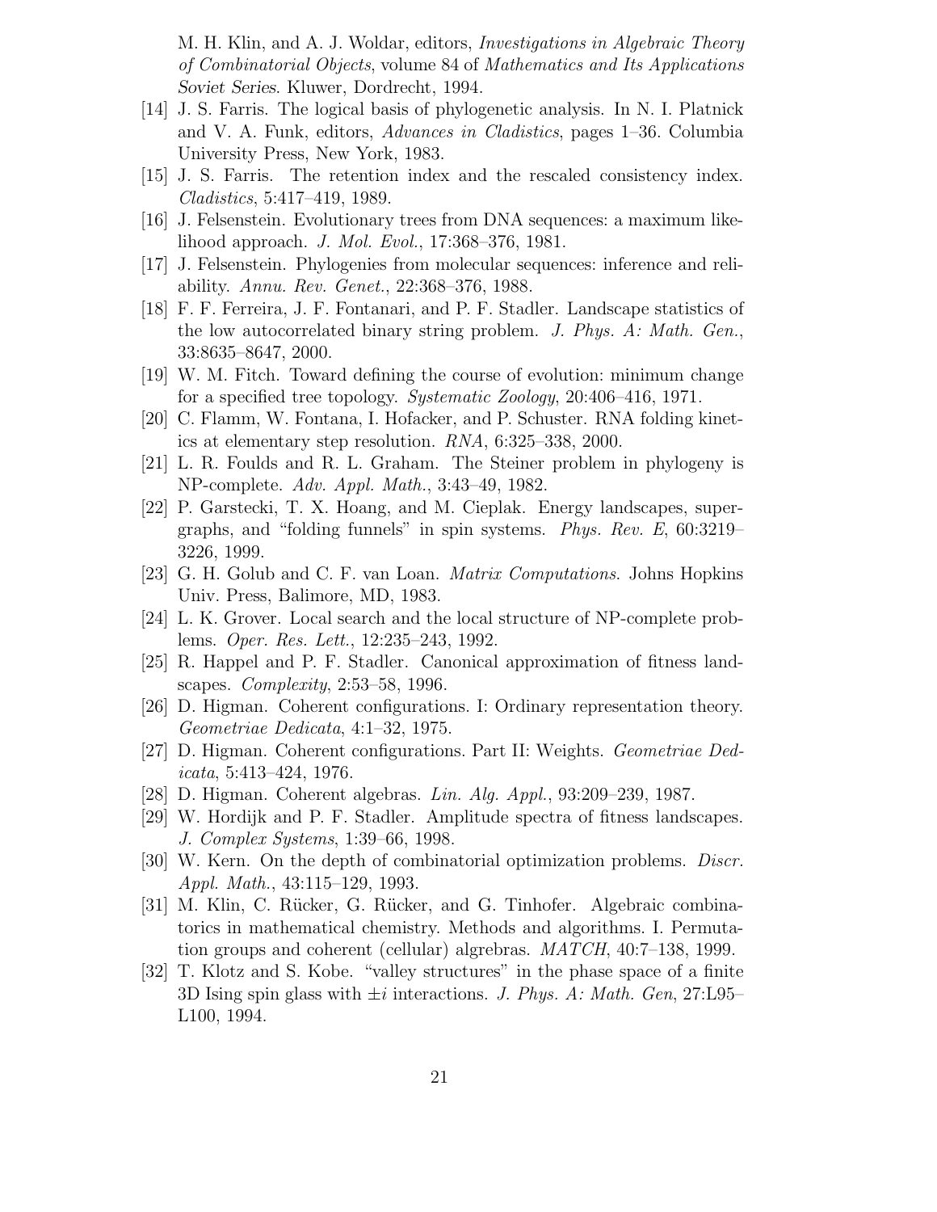M. H. Klin, and A. J. Woldar, editors, *Investigations in Algebraic Theory of Combinatorial Objects*, volume 84 of *Mathematics and Its Applications Soviet Series*. Kluwer, Dordrecht, 1994.

[14] J. S. Farris. The logical basis of phylogenetic analysis. In N. I. Platnick and V. A. Funk, editors, *Advances in Cladistics*, pages 1–36. Columbia University Press, New York, 1983.

[15] J. S. Farris. The retention index and the rescaled consistency index. *Cladistics*, 5:417–419, 1989.

[16] J. Felsenstein. Evolutionary trees from DNA sequences: a maximum likelihood approach. *J. Mol. Evol.*, 17:368–376, 1981.

[17] J. Felsenstein. Phylogenies from molecular sequences: inference and reliability. *Annu. Rev. Genet.*, 22:368–376, 1988.

[18] F. F. Ferreira, J. F. Fontanari, and P. F. Stadler. Landscape statistics of the low autocorrelated binary string problem. *J. Phys. A: Math. Gen.*, 33:8635–8647, 2000.

[19] W. M. Fitch. Toward defining the course of evolution: minimum change for a specified tree topology. *Systematic Zoology*, 20:406–416, 1971.

[20] C. Flamm, W. Fontana, I. Hofacker, and P. Schuster. RNA folding kinetics at elementary step resolution. *RNA*, 6:325–338, 2000.

[21] L. R. Foulds and R. L. Graham. The Steiner problem in phylogeny is NP-complete. *Adv. Appl. Math.*, 3:43–49, 1982.

[22] P. Garstecki, T. X. Hoang, and M. Cieplak. Energy landscapes, supergraphs, and "folding funnels" in spin systems. *Phys. Rev. E*, 60:3219–3226, 1999.

[23] G. H. Golub and C. F. van Loan. *Matrix Computations.* Johns Hopkins Univ. Press, Balimore, MD, 1983.

[24] L. K. Grover. Local search and the local structure of NP-complete problems. *Oper. Res. Lett.*, 12:235–243, 1992.

[25] R. Happel and P. F. Stadler. Canonical approximation of fitness landscapes. *Complexity*, 2:53–58, 1996.

[26] D. Higman. Coherent configurations. I: Ordinary representation theory. *Geometriae Dedicata*, 4:1–32, 1975.

[27] D. Higman. Coherent configurations. Part II: Weights. *Geometriae Dedicata*, 5:413–424, 1976.

[28] D. Higman. Coherent algebras. *Lin. Alg. Appl.*, 93:209–239, 1987.

[29] W. Hordijk and P. F. Stadler. Amplitude spectra of fitness landscapes. *J. Complex Systems*, 1:39–66, 1998.

[30] W. Kern. On the depth of combinatorial optimization problems. *Discr. Appl. Math.*, 43:115–129, 1993.

[31] M. Klin, C. Rücker, G. Rücker, and G. Tinhofer. Algebraic combinatorics in mathematical chemistry. Methods and algorithms. I. Permutation groups and coherent (cellular) algrebras. *MATCH*, 40:7–138, 1999.

[32] T. Klotz and S. Kobe. "valley structures" in the phase space of a finite 3D Ising spin glass with $\pm i$ interactions. *J. Phys. A: Math. Gen*, 27:L95–L100, 1994.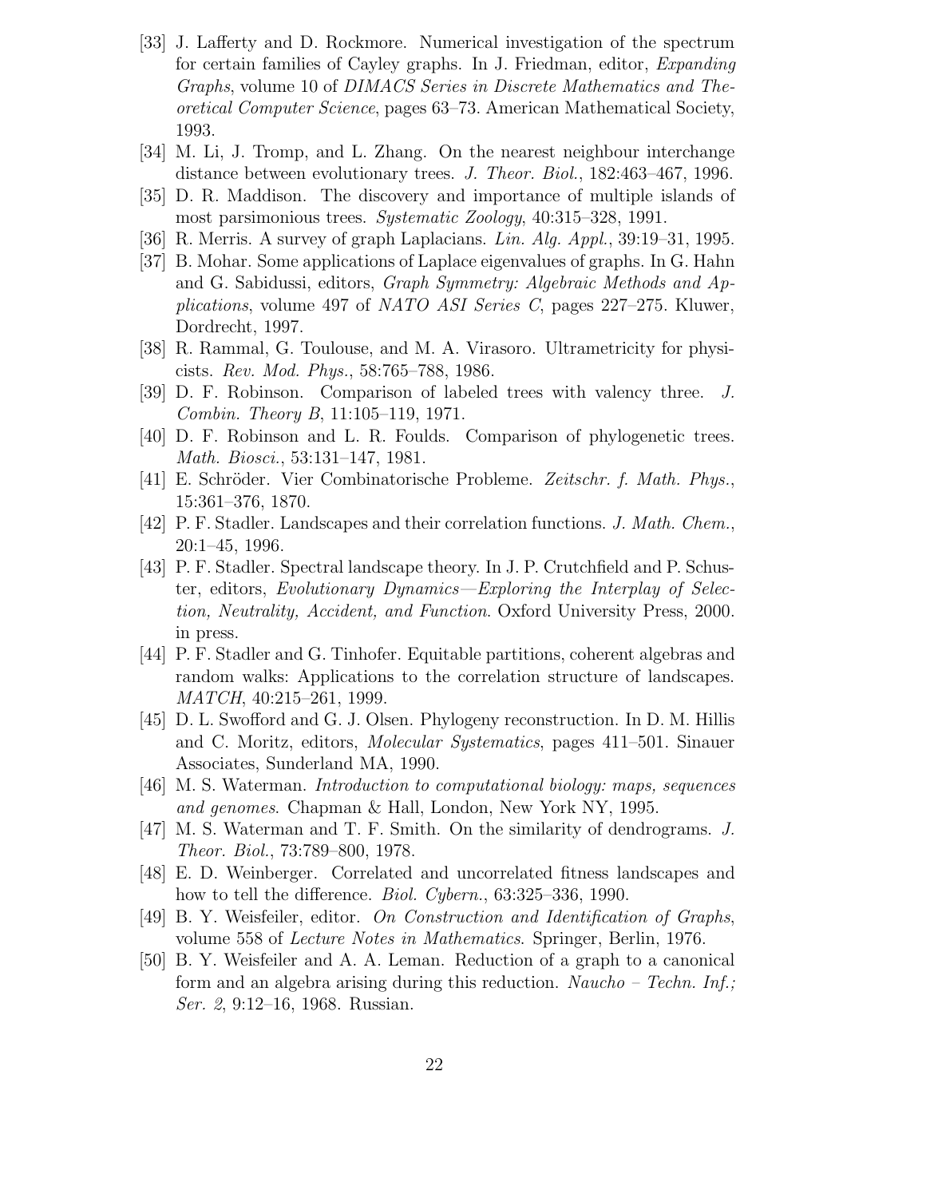[33] J. Lafferty and D. Rockmore. Numerical investigation of the spectrum for certain families of Cayley graphs. In J. Friedman, editor, *Expanding Graphs*, volume 10 of *DIMACS Series in Discrete Mathematics and Theoretical Computer Science*, pages 63–73. American Mathematical Society, 1993.

[34] M. Li, J. Tromp, and L. Zhang. On the nearest neighbour interchange distance between evolutionary trees. *J. Theor. Biol.*, 182:463–467, 1996.

[35] D. R. Maddison. The discovery and importance of multiple islands of most parsimonious trees. *Systematic Zoology*, 40:315–328, 1991.

[36] R. Merris. A survey of graph Laplacians. *Lin. Alg. Appl.*, 39:19–31, 1995.

[37] B. Mohar. Some applications of Laplace eigenvalues of graphs. In G. Hahn and G. Sabidussi, editors, *Graph Symmetry: Algebraic Methods and Applications*, volume 497 of *NATO ASI Series C*, pages 227–275. Kluwer, Dordrecht, 1997.

[38] R. Rammal, G. Toulouse, and M. A. Virasoro. Ultrametricity for physicists. *Rev. Mod. Phys.*, 58:765–788, 1986.

[39] D. F. Robinson. Comparison of labeled trees with valency three. *J. Combin. Theory B*, 11:105–119, 1971.

[40] D. F. Robinson and L. R. Foulds. Comparison of phylogenetic trees. *Math. Biosci.*, 53:131–147, 1981.

[41] E. Schröder. Vier Combinatorische Probleme. *Zeitschr. f. Math. Phys.*, 15:361–376, 1870.

[42] P. F. Stadler. Landscapes and their correlation functions. *J. Math. Chem.*, 20:1–45, 1996.

[43] P. F. Stadler. Spectral landscape theory. In J. P. Crutchfield and P. Schuster, editors, *Evolutionary Dynamics—Exploring the Interplay of Selection, Neutrality, Accident, and Function*. Oxford University Press, 2000. in press.

[44] P. F. Stadler and G. Tinhofer. Equitable partitions, coherent algebras and random walks: Applications to the correlation structure of landscapes. *MATCH*, 40:215–261, 1999.

[45] D. L. Swofford and G. J. Olsen. Phylogeny reconstruction. In D. M. Hillis and C. Moritz, editors, *Molecular Systematics*, pages 411–501. Sinauer Associates, Sunderland MA, 1990.

[46] M. S. Waterman. *Introduction to computational biology: maps, sequences and genomes*. Chapman & Hall, London, New York NY, 1995.

[47] M. S. Waterman and T. F. Smith. On the similarity of dendrograms. *J. Theor. Biol.*, 73:789–800, 1978.

[48] E. D. Weinberger. Correlated and uncorrelated fitness landscapes and how to tell the difference. *Biol. Cybern.*, 63:325–336, 1990.

[49] B. Y. Weisfeiler, editor. *On Construction and Identification of Graphs*, volume 558 of *Lecture Notes in Mathematics*. Springer, Berlin, 1976.

[50] B. Y. Weisfeiler and A. A. Leman. Reduction of a graph to a canonical form and an algebra arising during this reduction. *Naucho – Techn. Inf.; Ser. 2*, 9:12–16, 1968. Russian.